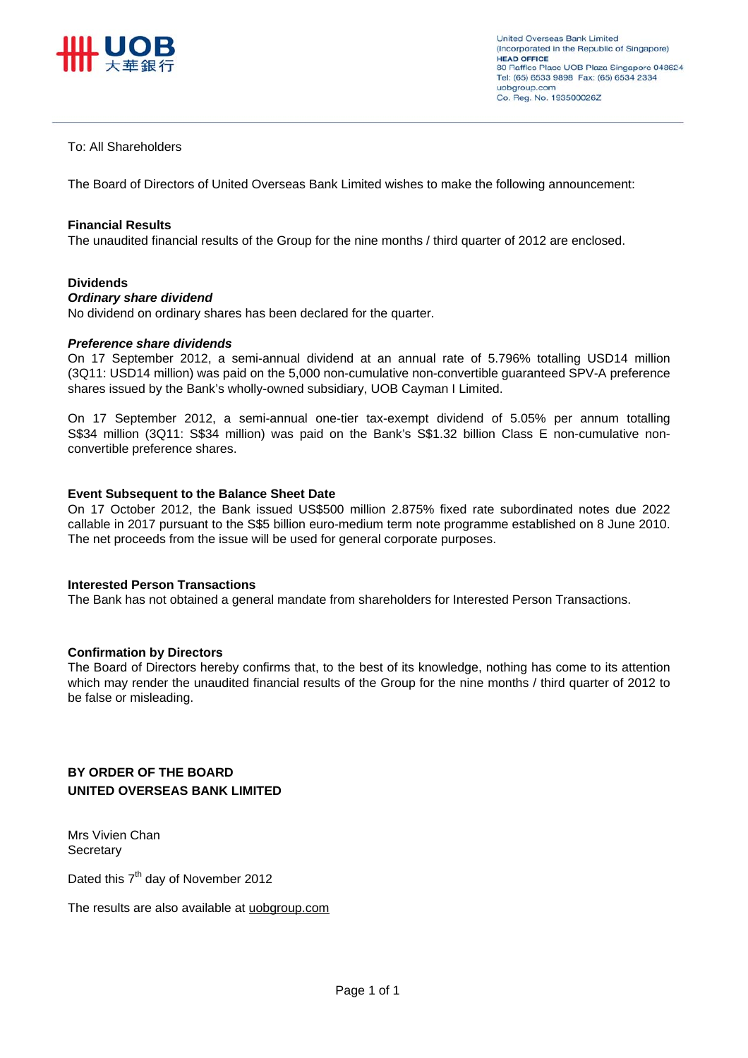United Overseas Bank Limited
(Incorporated in the Republic of Singapore)
**HEAD OFFICE**
80 Raffles Place UOB Plaza Singapore 048624
Tel: (65) 6533 9898 Fax: (65) 6534 2334
uobgroup.com
Co. Reg. No. 193500026Z

To: All Shareholders

The Board of Directors of United Overseas Bank Limited wishes to make the following announcement:

**Financial Results**
The unaudited financial results of the Group for the nine months / third quarter of 2012 are enclosed.

**Dividends**
***Ordinary share dividend***
No dividend on ordinary shares has been declared for the quarter.

***Preference share dividends***
On 17 September 2012, a semi-annual dividend at an annual rate of 5.796% totalling USD14 million (3Q11: USD14 million) was paid on the 5,000 non-cumulative non-convertible guaranteed SPV-A preference shares issued by the Bank's wholly-owned subsidiary, UOB Cayman I Limited.

On 17 September 2012, a semi-annual one-tier tax-exempt dividend of 5.05% per annum totalling S$34 million (3Q11: S$34 million) was paid on the Bank's S$1.32 billion Class E non-cumulative non-convertible preference shares.

**Event Subsequent to the Balance Sheet Date**
On 17 October 2012, the Bank issued US$500 million 2.875% fixed rate subordinated notes due 2022 callable in 2017 pursuant to the S$5 billion euro-medium term note programme established on 8 June 2010. The net proceeds from the issue will be used for general corporate purposes.

**Interested Person Transactions**
The Bank has not obtained a general mandate from shareholders for Interested Person Transactions.

**Confirmation by Directors**
The Board of Directors hereby confirms that, to the best of its knowledge, nothing has come to its attention which may render the unaudited financial results of the Group for the nine months / third quarter of 2012 to be false or misleading.

**BY ORDER OF THE BOARD**
**UNITED OVERSEAS BANK LIMITED**

Mrs Vivien Chan
Secretary

Dated this 7th day of November 2012

The results are also available at uobgroup.com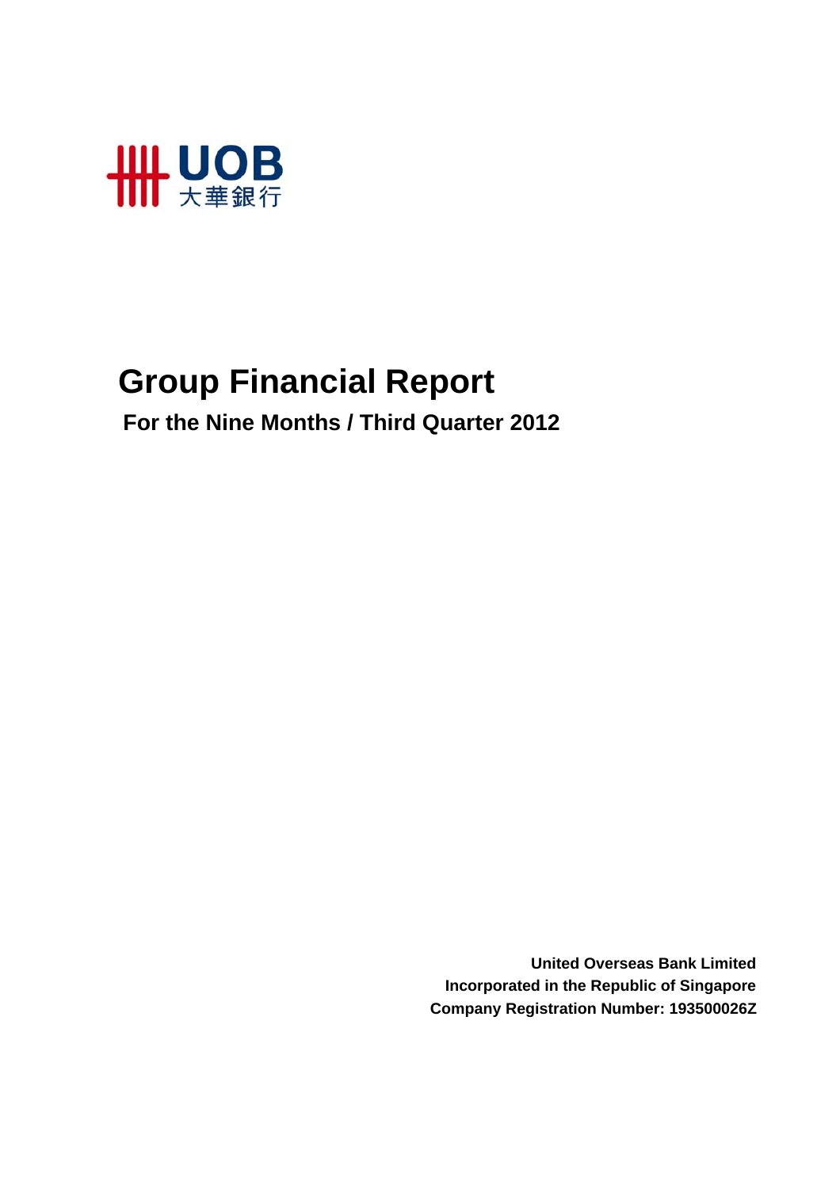# Group Financial Report

**For the Nine Months / Third Quarter 2012**

**United Overseas Bank Limited**
**Incorporated in the Republic of Singapore**
**Company Registration Number: 193500026Z**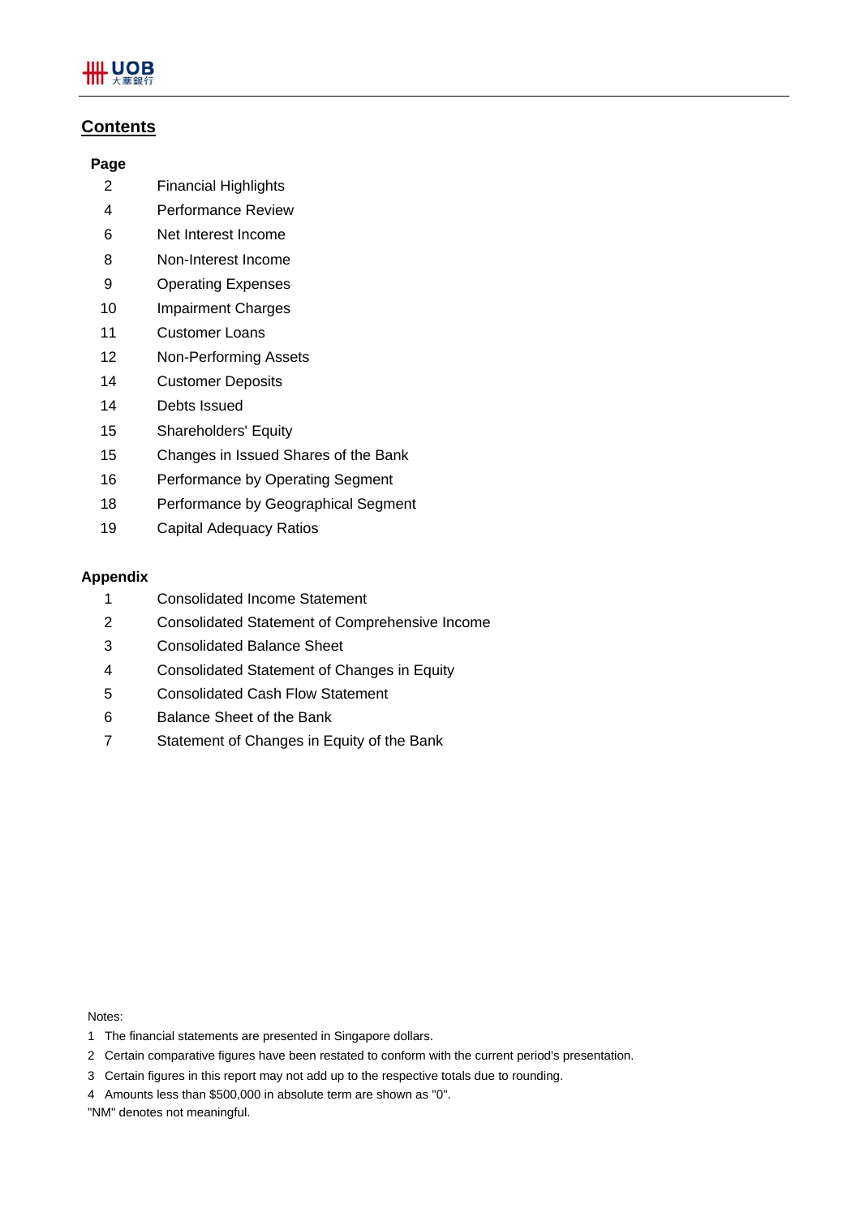## Contents

| Page | |
|---|---|
| 2 | Financial Highlights |
| 4 | Performance Review |
| 6 | Net Interest Income |
| 8 | Non-Interest Income |
| 9 | Operating Expenses |
| 10 | Impairment Charges |
| 11 | Customer Loans |
| 12 | Non-Performing Assets |
| 14 | Customer Deposits |
| 14 | Debts Issued |
| 15 | Shareholders' Equity |
| 15 | Changes in Issued Shares of the Bank |
| 16 | Performance by Operating Segment |
| 18 | Performance by Geographical Segment |
| 19 | Capital Adequacy Ratios |

**Appendix**

| | |
|---|---|
| 1 | Consolidated Income Statement |
| 2 | Consolidated Statement of Comprehensive Income |
| 3 | Consolidated Balance Sheet |
| 4 | Consolidated Statement of Changes in Equity |
| 5 | Consolidated Cash Flow Statement |
| 6 | Balance Sheet of the Bank |
| 7 | Statement of Changes in Equity of the Bank |

Notes:

1 The financial statements are presented in Singapore dollars.

2 Certain comparative figures have been restated to conform with the current period's presentation.

3 Certain figures in this report may not add up to the respective totals due to rounding.

4 Amounts less than $500,000 in absolute term are shown as "0".

"NM" denotes not meaningful.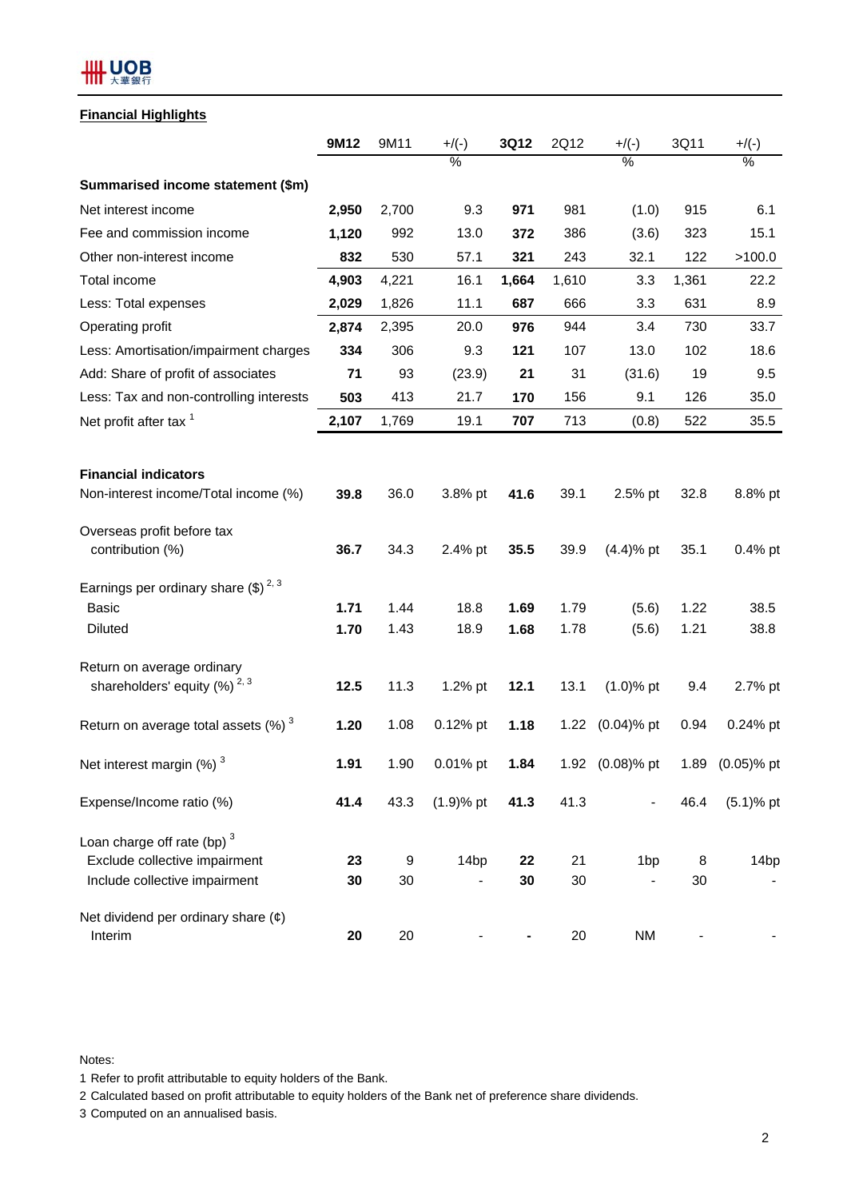## Financial Highlights

| | 9M12 | 9M11 | +/(-) % | 3Q12 | 2Q12 | +/(-) % | 3Q11 | +/(-) % |
|---|---|---|---|---|---|---|---|---|
| **Summarised income statement ($m)** | | | | | | | | |
| Net interest income | **2,950** | 2,700 | 9.3 | **971** | 981 | (1.0) | 915 | 6.1 |
| Fee and commission income | **1,120** | 992 | 13.0 | **372** | 386 | (3.6) | 323 | 15.1 |
| Other non-interest income | **832** | 530 | 57.1 | **321** | 243 | 32.1 | 122 | >100.0 |
| Total income | **4,903** | 4,221 | 16.1 | **1,664** | 1,610 | 3.3 | 1,361 | 22.2 |
| Less: Total expenses | **2,029** | 1,826 | 11.1 | **687** | 666 | 3.3 | 631 | 8.9 |
| Operating profit | **2,874** | 2,395 | 20.0 | **976** | 944 | 3.4 | 730 | 33.7 |
| Less: Amortisation/impairment charges | **334** | 306 | 9.3 | **121** | 107 | 13.0 | 102 | 18.6 |
| Add: Share of profit of associates | **71** | 93 | (23.9) | **21** | 31 | (31.6) | 19 | 9.5 |
| Less: Tax and non-controlling interests | **503** | 413 | 21.7 | **170** | 156 | 9.1 | 126 | 35.0 |
| Net profit after tax [1] | **2,107** | 1,769 | 19.1 | **707** | 713 | (0.8) | 522 | 35.5 |
| | | | | | | | | |
| **Financial indicators** | | | | | | | | |
| Non-interest income/Total income (%) | **39.8** | 36.0 | 3.8% pt | **41.6** | 39.1 | 2.5% pt | 32.8 | 8.8% pt |
| Overseas profit before tax contribution (%) | **36.7** | 34.3 | 2.4% pt | **35.5** | 39.9 | (4.4)% pt | 35.1 | 0.4% pt |
| Earnings per ordinary share ($) [2, 3] | | | | | | | | |
| Basic | **1.71** | 1.44 | 18.8 | **1.69** | 1.79 | (5.6) | 1.22 | 38.5 |
| Diluted | **1.70** | 1.43 | 18.9 | **1.68** | 1.78 | (5.6) | 1.21 | 38.8 |
| Return on average ordinary shareholders' equity (%) [2, 3] | **12.5** | 11.3 | 1.2% pt | **12.1** | 13.1 | (1.0)% pt | 9.4 | 2.7% pt |
| Return on average total assets (%) [3] | **1.20** | 1.08 | 0.12% pt | **1.18** | 1.22 | (0.04)% pt | 0.94 | 0.24% pt |
| Net interest margin (%) [3] | **1.91** | 1.90 | 0.01% pt | **1.84** | 1.92 | (0.08)% pt | 1.89 | (0.05)% pt |
| Expense/Income ratio (%) | **41.4** | 43.3 | (1.9)% pt | **41.3** | 41.3 | - | 46.4 | (5.1)% pt |
| Loan charge off rate (bp) [3] | | | | | | | | |
| Exclude collective impairment | **23** | 9 | 14bp | **22** | 21 | 1bp | 8 | 14bp |
| Include collective impairment | **30** | 30 | - | **30** | 30 | - | 30 | - |
| Net dividend per ordinary share (¢) | | | | | | | | |
| Interim | **20** | 20 | - | **-** | 20 | NM | - | - |

Notes:

1 Refer to profit attributable to equity holders of the Bank.

2 Calculated based on profit attributable to equity holders of the Bank net of preference share dividends.

3 Computed on an annualised basis.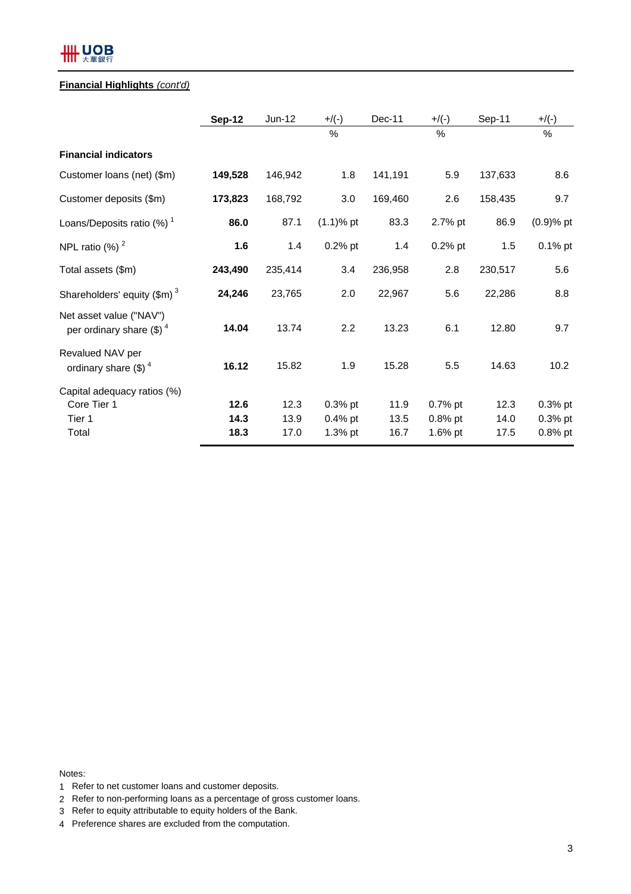**Financial Highlights** *(cont'd)*

| | **Sep-12** | Jun-12 | +/(-) | Dec-11 | +/(-) | Sep-11 | +/(-) |
|---|---|---|---|---|---|---|---|
| | | | % | | % | | % |
| **Financial indicators** | | | | | | | |
| Customer loans (net) ($m) | **149,528** | 146,942 | 1.8 | 141,191 | 5.9 | 137,633 | 8.6 |
| Customer deposits ($m) | **173,823** | 168,792 | 3.0 | 169,460 | 2.6 | 158,435 | 9.7 |
| Loans/Deposits ratio (%) [1] | **86.0** | 87.1 | (1.1)% pt | 83.3 | 2.7% pt | 86.9 | (0.9)% pt |
| NPL ratio (%) [2] | **1.6** | 1.4 | 0.2% pt | 1.4 | 0.2% pt | 1.5 | 0.1% pt |
| Total assets ($m) | **243,490** | 235,414 | 3.4 | 236,958 | 2.8 | 230,517 | 5.6 |
| Shareholders' equity ($m) [3] | **24,246** | 23,765 | 2.0 | 22,967 | 5.6 | 22,286 | 8.8 |
| Net asset value ("NAV") per ordinary share ($) [4] | **14.04** | 13.74 | 2.2 | 13.23 | 6.1 | 12.80 | 9.7 |
| Revalued NAV per ordinary share ($) [4] | **16.12** | 15.82 | 1.9 | 15.28 | 5.5 | 14.63 | 10.2 |
| Capital adequacy ratios (%) | | | | | | | |
| Core Tier 1 | **12.6** | 12.3 | 0.3% pt | 11.9 | 0.7% pt | 12.3 | 0.3% pt |
| Tier 1 | **14.3** | 13.9 | 0.4% pt | 13.5 | 0.8% pt | 14.0 | 0.3% pt |
| Total | **18.3** | 17.0 | 1.3% pt | 16.7 | 1.6% pt | 17.5 | 0.8% pt |

Notes:
1. Refer to net customer loans and customer deposits.
2. Refer to non-performing loans as a percentage of gross customer loans.
3. Refer to equity attributable to equity holders of the Bank.
4. Preference shares are excluded from the computation.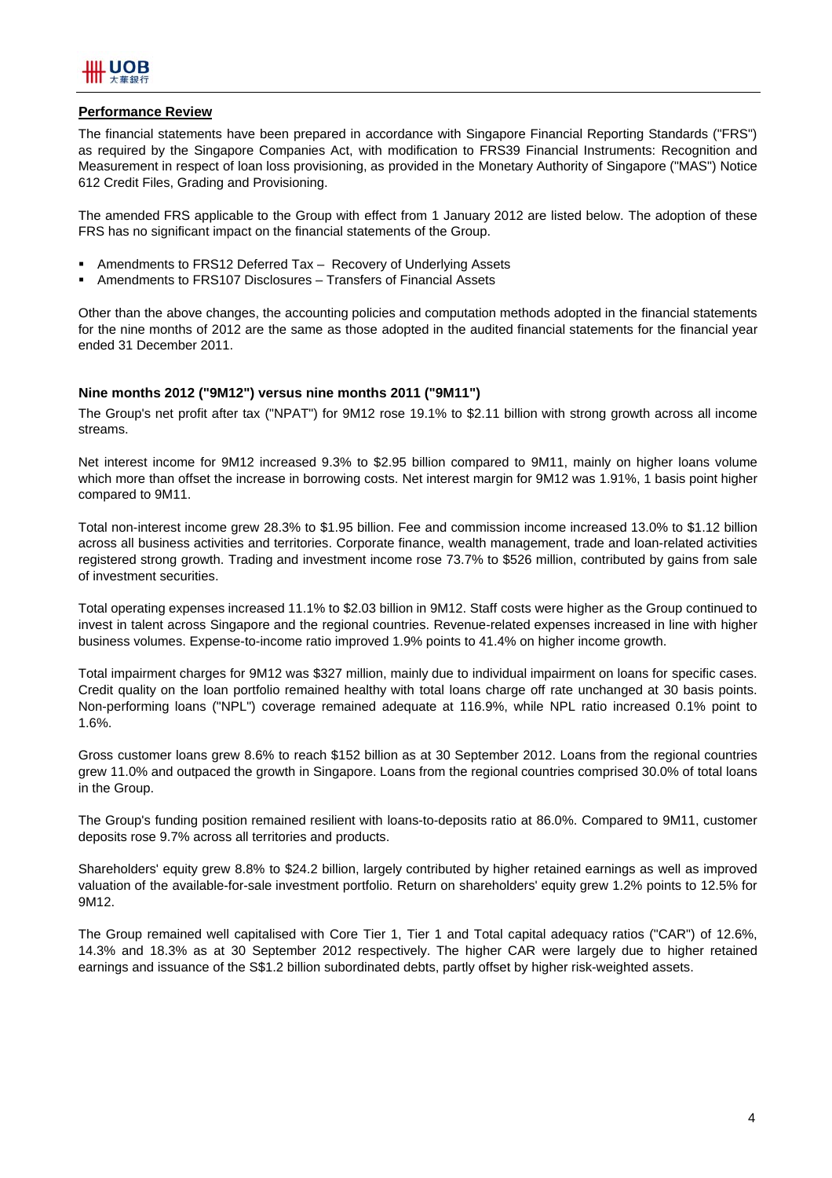## Performance Review

The financial statements have been prepared in accordance with Singapore Financial Reporting Standards ("FRS") as required by the Singapore Companies Act, with modification to FRS39 Financial Instruments: Recognition and Measurement in respect of loan loss provisioning, as provided in the Monetary Authority of Singapore ("MAS") Notice 612 Credit Files, Grading and Provisioning.

The amended FRS applicable to the Group with effect from 1 January 2012 are listed below. The adoption of these FRS has no significant impact on the financial statements of the Group.

- Amendments to FRS12 Deferred Tax – Recovery of Underlying Assets
- Amendments to FRS107 Disclosures – Transfers of Financial Assets

Other than the above changes, the accounting policies and computation methods adopted in the financial statements for the nine months of 2012 are the same as those adopted in the audited financial statements for the financial year ended 31 December 2011.

### Nine months 2012 ("9M12") versus nine months 2011 ("9M11")

The Group's net profit after tax ("NPAT") for 9M12 rose 19.1% to $2.11 billion with strong growth across all income streams.

Net interest income for 9M12 increased 9.3% to $2.95 billion compared to 9M11, mainly on higher loans volume which more than offset the increase in borrowing costs. Net interest margin for 9M12 was 1.91%, 1 basis point higher compared to 9M11.

Total non-interest income grew 28.3% to $1.95 billion. Fee and commission income increased 13.0% to $1.12 billion across all business activities and territories. Corporate finance, wealth management, trade and loan-related activities registered strong growth. Trading and investment income rose 73.7% to $526 million, contributed by gains from sale of investment securities.

Total operating expenses increased 11.1% to $2.03 billion in 9M12. Staff costs were higher as the Group continued to invest in talent across Singapore and the regional countries. Revenue-related expenses increased in line with higher business volumes. Expense-to-income ratio improved 1.9% points to 41.4% on higher income growth.

Total impairment charges for 9M12 was $327 million, mainly due to individual impairment on loans for specific cases. Credit quality on the loan portfolio remained healthy with total loans charge off rate unchanged at 30 basis points. Non-performing loans ("NPL") coverage remained adequate at 116.9%, while NPL ratio increased 0.1% point to 1.6%.

Gross customer loans grew 8.6% to reach $152 billion as at 30 September 2012. Loans from the regional countries grew 11.0% and outpaced the growth in Singapore. Loans from the regional countries comprised 30.0% of total loans in the Group.

The Group's funding position remained resilient with loans-to-deposits ratio at 86.0%. Compared to 9M11, customer deposits rose 9.7% across all territories and products.

Shareholders' equity grew 8.8% to $24.2 billion, largely contributed by higher retained earnings as well as improved valuation of the available-for-sale investment portfolio. Return on shareholders' equity grew 1.2% points to 12.5% for 9M12.

The Group remained well capitalised with Core Tier 1, Tier 1 and Total capital adequacy ratios ("CAR") of 12.6%, 14.3% and 18.3% as at 30 September 2012 respectively. The higher CAR were largely due to higher retained earnings and issuance of the S$1.2 billion subordinated debts, partly offset by higher risk-weighted assets.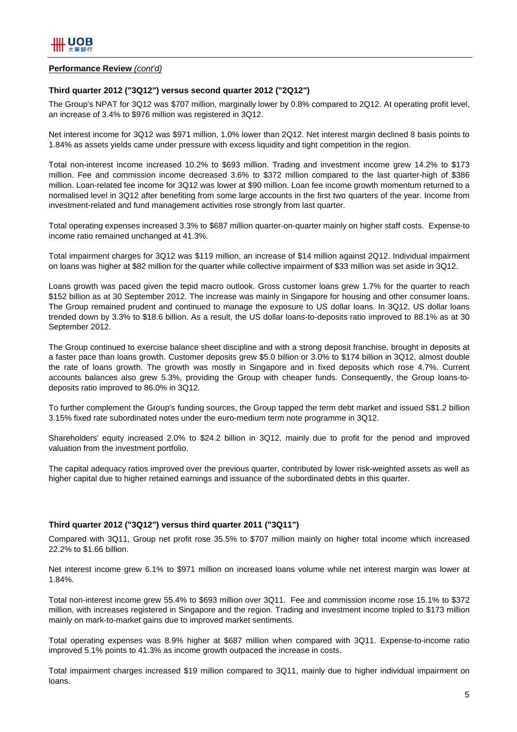**Performance Review** *(cont'd)*

### Third quarter 2012 ("3Q12") versus second quarter 2012 ("2Q12")

The Group's NPAT for 3Q12 was $707 million, marginally lower by 0.8% compared to 2Q12. At operating profit level, an increase of 3.4% to $976 million was registered in 3Q12.

Net interest income for 3Q12 was $971 million, 1.0% lower than 2Q12. Net interest margin declined 8 basis points to 1.84% as assets yields came under pressure with excess liquidity and tight competition in the region.

Total non-interest income increased 10.2% to $693 million. Trading and investment income grew 14.2% to $173 million. Fee and commission income decreased 3.6% to $372 million compared to the last quarter-high of $386 million. Loan-related fee income for 3Q12 was lower at $90 million. Loan fee income growth momentum returned to a normalised level in 3Q12 after benefiting from some large accounts in the first two quarters of the year. Income from investment-related and fund management activities rose strongly from last quarter.

Total operating expenses increased 3.3% to $687 million quarter-on-quarter mainly on higher staff costs. Expense-to income ratio remained unchanged at 41.3%.

Total impairment charges for 3Q12 was $119 million, an increase of $14 million against 2Q12. Individual impairment on loans was higher at $82 million for the quarter while collective impairment of $33 million was set aside in 3Q12.

Loans growth was paced given the tepid macro outlook. Gross customer loans grew 1.7% for the quarter to reach $152 billion as at 30 September 2012. The increase was mainly in Singapore for housing and other consumer loans. The Group remained prudent and continued to manage the exposure to US dollar loans. In 3Q12, US dollar loans trended down by 3.3% to $18.6 billion. As a result, the US dollar loans-to-deposits ratio improved to 88.1% as at 30 September 2012.

The Group continued to exercise balance sheet discipline and with a strong deposit franchise, brought in deposits at a faster pace than loans growth. Customer deposits grew $5.0 billion or 3.0% to $174 billion in 3Q12, almost double the rate of loans growth. The growth was mostly in Singapore and in fixed deposits which rose 4.7%. Current accounts balances also grew 5.3%, providing the Group with cheaper funds. Consequently, the Group loans-to-deposits ratio improved to 86.0% in 3Q12.

To further complement the Group's funding sources, the Group tapped the term debt market and issued S$1.2 billion 3.15% fixed rate subordinated notes under the euro-medium term note programme in 3Q12.

Shareholders' equity increased 2.0% to $24.2 billion in 3Q12, mainly due to profit for the period and improved valuation from the investment portfolio.

The capital adequacy ratios improved over the previous quarter, contributed by lower risk-weighted assets as well as higher capital due to higher retained earnings and issuance of the subordinated debts in this quarter.

### Third quarter 2012 ("3Q12") versus third quarter 2011 ("3Q11")

Compared with 3Q11, Group net profit rose 35.5% to $707 million mainly on higher total income which increased 22.2% to $1.66 billion.

Net interest income grew 6.1% to $971 million on increased loans volume while net interest margin was lower at 1.84%.

Total non-interest income grew 55.4% to $693 million over 3Q11. Fee and commission income rose 15.1% to $372 million, with increases registered in Singapore and the region. Trading and investment income tripled to $173 million mainly on mark-to-market gains due to improved market sentiments.

Total operating expenses was 8.9% higher at $687 million when compared with 3Q11. Expense-to-income ratio improved 5.1% points to 41.3% as income growth outpaced the increase in costs.

Total impairment charges increased $19 million compared to 3Q11, mainly due to higher individual impairment on loans.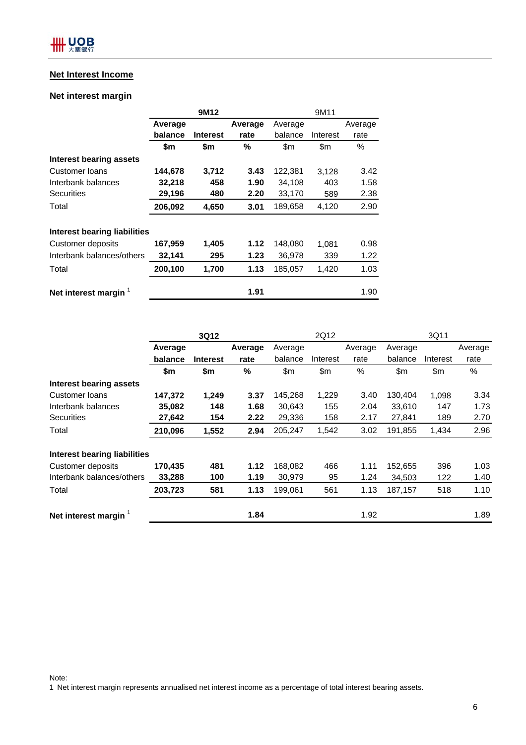## Net Interest Income

### Net interest margin

| | 9M12 | | | 9M11 | | |
|---|---|---|---|---|---|---|
| | **Average balance** | **Interest** | **Average rate** | Average balance | Interest | Average rate |
| | **$m** | **$m** | **%** | $m | $m | % |
| **Interest bearing assets** | | | | | | |
| Customer loans | **144,678** | **3,712** | **3.43** | 122,381 | 3,128 | 3.42 |
| Interbank balances | **32,218** | **458** | **1.90** | 34,108 | 403 | 1.58 |
| Securities | **29,196** | **480** | **2.20** | 33,170 | 589 | 2.38 |
| Total | **206,092** | **4,650** | **3.01** | 189,658 | 4,120 | 2.90 |
| | | | | | | |
| **Interest bearing liabilities** | | | | | | |
| Customer deposits | **167,959** | **1,405** | **1.12** | 148,080 | 1,081 | 0.98 |
| Interbank balances/others | **32,141** | **295** | **1.23** | 36,978 | 339 | 1.22 |
| Total | **200,100** | **1,700** | **1.13** | 185,057 | 1,420 | 1.03 |
| | | | | | | |
| **Net interest margin** [1] | | | **1.91** | | | 1.90 |

| | 3Q12 | | | 2Q12 | | | 3Q11 | | |
|---|---|---|---|---|---|---|---|---|---|
| | **Average balance** | **Interest** | **Average rate** | Average balance | Interest | Average rate | Average balance | Interest | Average rate |
| | **$m** | **$m** | **%** | $m | $m | % | $m | $m | % |
| **Interest bearing assets** | | | | | | | | | |
| Customer loans | **147,372** | **1,249** | **3.37** | 145,268 | 1,229 | 3.40 | 130,404 | 1,098 | 3.34 |
| Interbank balances | **35,082** | **148** | **1.68** | 30,643 | 155 | 2.04 | 33,610 | 147 | 1.73 |
| Securities | **27,642** | **154** | **2.22** | 29,336 | 158 | 2.17 | 27,841 | 189 | 2.70 |
| Total | **210,096** | **1,552** | **2.94** | 205,247 | 1,542 | 3.02 | 191,855 | 1,434 | 2.96 |
| | | | | | | | | | |
| **Interest bearing liabilities** | | | | | | | | | |
| Customer deposits | **170,435** | **481** | **1.12** | 168,082 | 466 | 1.11 | 152,655 | 396 | 1.03 |
| Interbank balances/others | **33,288** | **100** | **1.19** | 30,979 | 95 | 1.24 | 34,503 | 122 | 1.40 |
| Total | **203,723** | **581** | **1.13** | 199,061 | 561 | 1.13 | 187,157 | 518 | 1.10 |
| | | | | | | | | | |
| **Net interest margin** [1] | | | **1.84** | | | 1.92 | | | 1.89 |

Note:
1 Net interest margin represents annualised net interest income as a percentage of total interest bearing assets.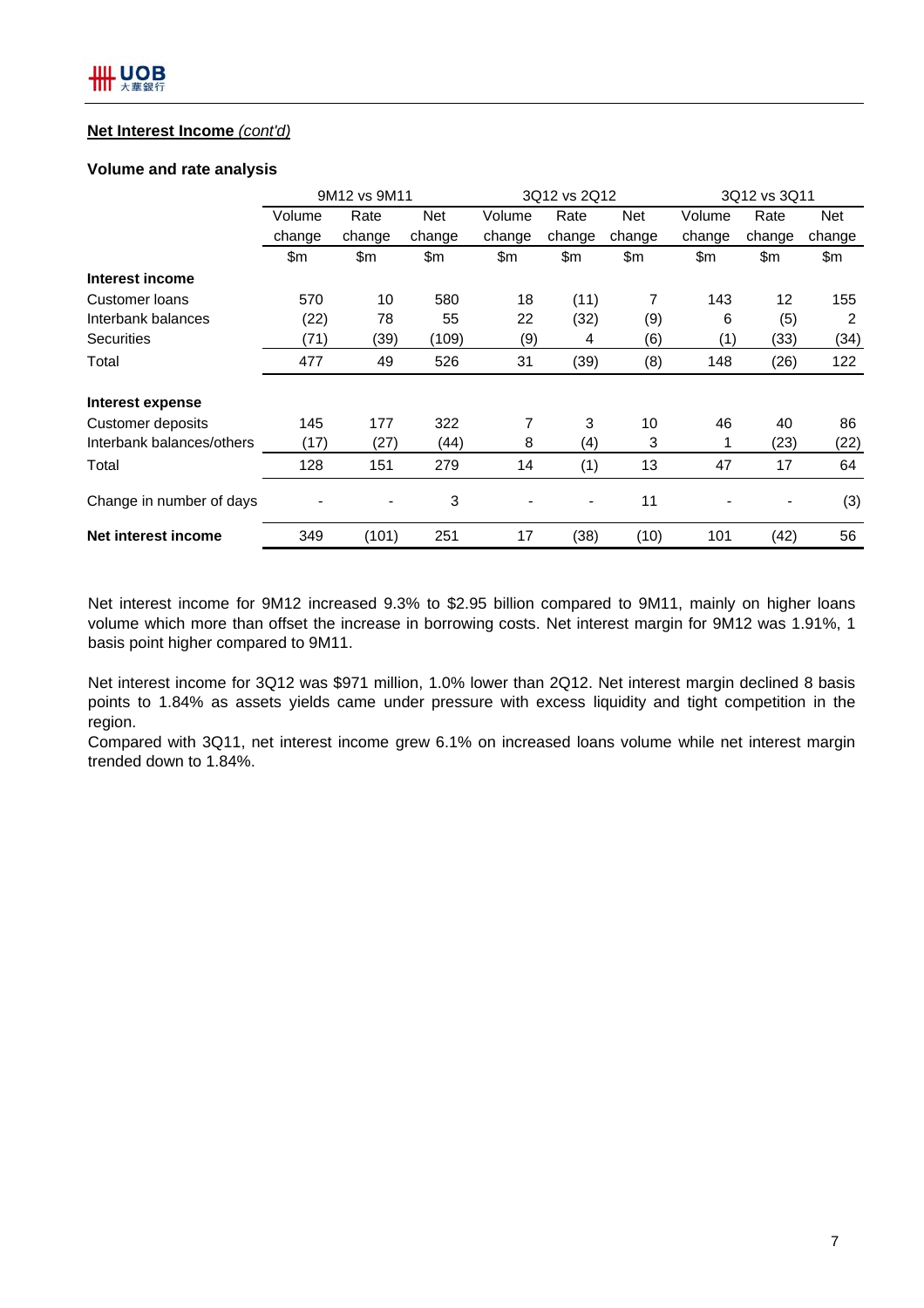## Net Interest Income *(cont'd)*

### Volume and rate analysis

| | 9M12 vs 9M11 | | | 3Q12 vs 2Q12 | | | 3Q12 vs 3Q11 | | |
|---|---|---|---|---|---|---|---|---|---|
| | Volume change | Rate change | Net change | Volume change | Rate change | Net change | Volume change | Rate change | Net change |
| | $m | $m | $m | $m | $m | $m | $m | $m | $m |
| **Interest income** | | | | | | | | | |
| Customer loans | 570 | 10 | 580 | 18 | (11) | 7 | 143 | 12 | 155 |
| Interbank balances | (22) | 78 | 55 | 22 | (32) | (9) | 6 | (5) | 2 |
| Securities | (71) | (39) | (109) | (9) | 4 | (6) | (1) | (33) | (34) |
| Total | 477 | 49 | 526 | 31 | (39) | (8) | 148 | (26) | 122 |
| **Interest expense** | | | | | | | | | |
| Customer deposits | 145 | 177 | 322 | 7 | 3 | 10 | 46 | 40 | 86 |
| Interbank balances/others | (17) | (27) | (44) | 8 | (4) | 3 | 1 | (23) | (22) |
| Total | 128 | 151 | 279 | 14 | (1) | 13 | 47 | 17 | 64 |
| Change in number of days | - | - | 3 | - | - | 11 | - | - | (3) |
| **Net interest income** | 349 | (101) | 251 | 17 | (38) | (10) | 101 | (42) | 56 |

Net interest income for 9M12 increased 9.3% to $2.95 billion compared to 9M11, mainly on higher loans volume which more than offset the increase in borrowing costs. Net interest margin for 9M12 was 1.91%, 1 basis point higher compared to 9M11.

Net interest income for 3Q12 was $971 million, 1.0% lower than 2Q12. Net interest margin declined 8 basis points to 1.84% as assets yields came under pressure with excess liquidity and tight competition in the region.

Compared with 3Q11, net interest income grew 6.1% on increased loans volume while net interest margin trended down to 1.84%.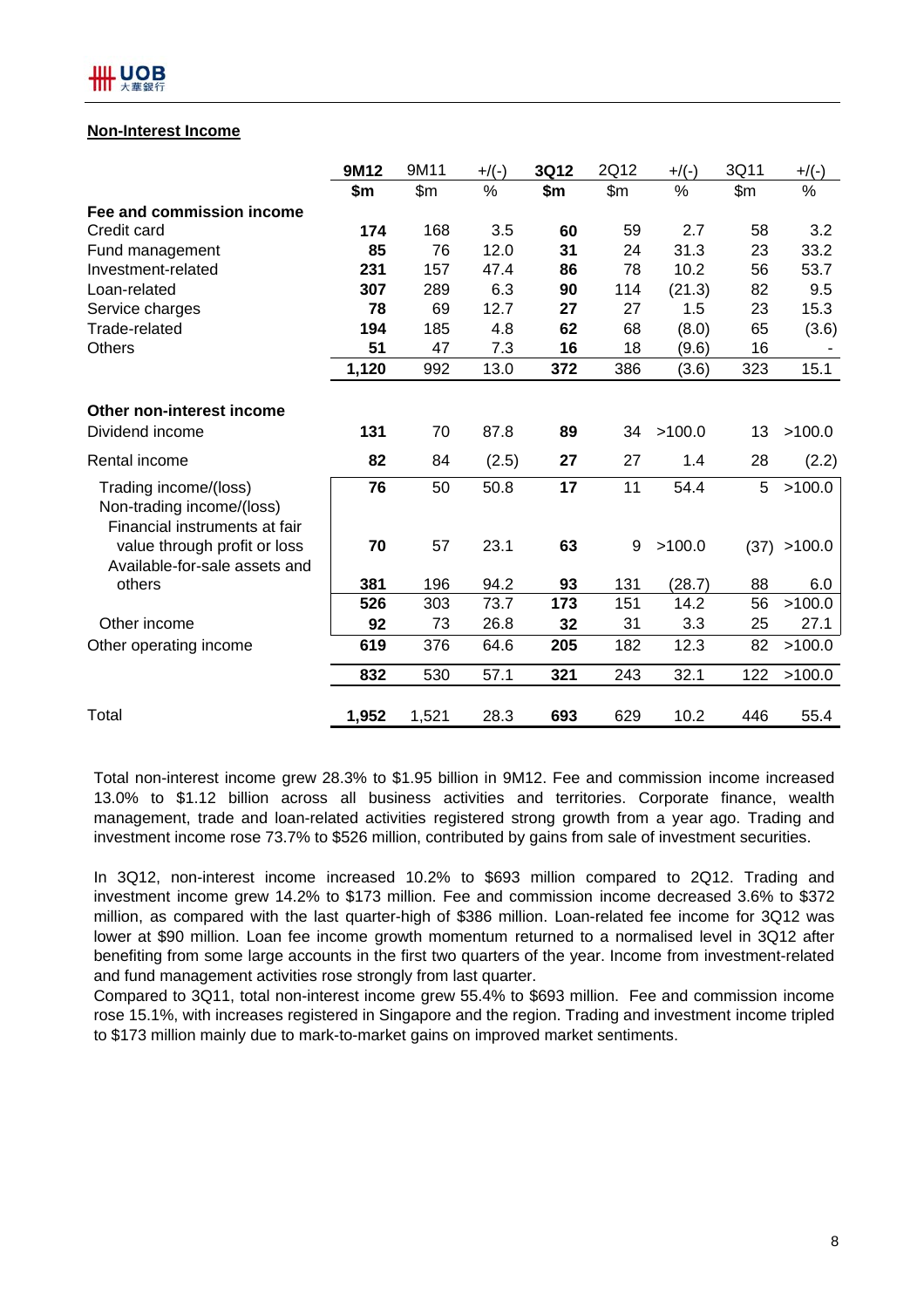## Non-Interest Income

| | 9M12 | 9M11 | +/(-) | 3Q12 | 2Q12 | +/(-) | 3Q11 | +/(-) |
|---|---|---|---|---|---|---|---|---|
| | **$m** | $m | % | **$m** | $m | % | $m | % |
| **Fee and commission income** | | | | | | | | |
| Credit card | **174** | 168 | 3.5 | **60** | 59 | 2.7 | 58 | 3.2 |
| Fund management | **85** | 76 | 12.0 | **31** | 24 | 31.3 | 23 | 33.2 |
| Investment-related | **231** | 157 | 47.4 | **86** | 78 | 10.2 | 56 | 53.7 |
| Loan-related | **307** | 289 | 6.3 | **90** | 114 | (21.3) | 82 | 9.5 |
| Service charges | **78** | 69 | 12.7 | **27** | 27 | 1.5 | 23 | 15.3 |
| Trade-related | **194** | 185 | 4.8 | **62** | 68 | (8.0) | 65 | (3.6) |
| Others | **51** | 47 | 7.3 | **16** | 18 | (9.6) | 16 | - |
| | **1,120** | 992 | 13.0 | **372** | 386 | (3.6) | 323 | 15.1 |
| **Other non-interest income** | | | | | | | | |
| Dividend income | **131** | 70 | 87.8 | **89** | 34 | >100.0 | 13 | >100.0 |
| Rental income | **82** | 84 | (2.5) | **27** | 27 | 1.4 | 28 | (2.2) |
| Trading income/(loss) | **76** | 50 | 50.8 | **17** | 11 | 54.4 | 5 | >100.0 |
| Non-trading income/(loss) | | | | | | | | |
| Financial instruments at fair value through profit or loss | **70** | 57 | 23.1 | **63** | 9 | >100.0 | (37) | >100.0 |
| Available-for-sale assets and others | **381** | 196 | 94.2 | **93** | 131 | (28.7) | 88 | 6.0 |
| | **526** | 303 | 73.7 | **173** | 151 | 14.2 | 56 | >100.0 |
| Other income | **92** | 73 | 26.8 | **32** | 31 | 3.3 | 25 | 27.1 |
| Other operating income | **619** | 376 | 64.6 | **205** | 182 | 12.3 | 82 | >100.0 |
| | **832** | 530 | 57.1 | **321** | 243 | 32.1 | 122 | >100.0 |
| Total | **1,952** | 1,521 | 28.3 | **693** | 629 | 10.2 | 446 | 55.4 |

Total non-interest income grew 28.3% to $1.95 billion in 9M12. Fee and commission income increased 13.0% to $1.12 billion across all business activities and territories. Corporate finance, wealth management, trade and loan-related activities registered strong growth from a year ago. Trading and investment income rose 73.7% to $526 million, contributed by gains from sale of investment securities.

In 3Q12, non-interest income increased 10.2% to $693 million compared to 2Q12. Trading and investment income grew 14.2% to $173 million. Fee and commission income decreased 3.6% to $372 million, as compared with the last quarter-high of $386 million. Loan-related fee income for 3Q12 was lower at $90 million. Loan fee income growth momentum returned to a normalised level in 3Q12 after benefiting from some large accounts in the first two quarters of the year. Income from investment-related and fund management activities rose strongly from last quarter.

Compared to 3Q11, total non-interest income grew 55.4% to $693 million. Fee and commission income rose 15.1%, with increases registered in Singapore and the region. Trading and investment income tripled to $173 million mainly due to mark-to-market gains on improved market sentiments.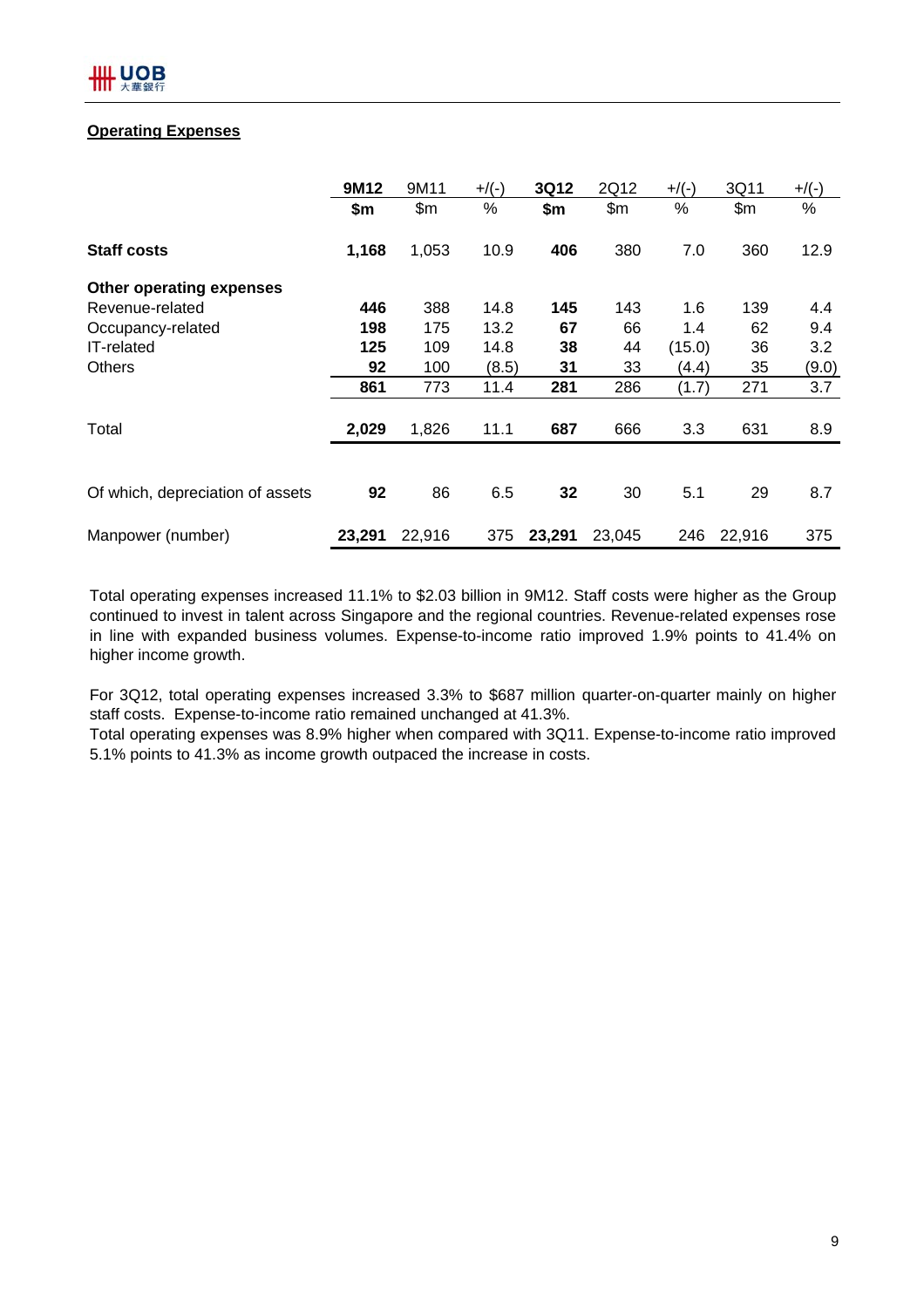## Operating Expenses

| | 9M12 | 9M11 | +/(-) | 3Q12 | 2Q12 | +/(-) | 3Q11 | +/(-) |
|---|---|---|---|---|---|---|---|---|
| | **$m** | $m | % | **$m** | $m | % | $m | % |
| **Staff costs** | **1,168** | 1,053 | 10.9 | **406** | 380 | 7.0 | 360 | 12.9 |
| **Other operating expenses** | | | | | | | | |
| Revenue-related | **446** | 388 | 14.8 | **145** | 143 | 1.6 | 139 | 4.4 |
| Occupancy-related | **198** | 175 | 13.2 | **67** | 66 | 1.4 | 62 | 9.4 |
| IT-related | **125** | 109 | 14.8 | **38** | 44 | (15.0) | 36 | 3.2 |
| Others | **92** | 100 | (8.5) | **31** | 33 | (4.4) | 35 | (9.0) |
| | **861** | 773 | 11.4 | **281** | 286 | (1.7) | 271 | 3.7 |
| Total | **2,029** | 1,826 | 11.1 | **687** | 666 | 3.3 | 631 | 8.9 |
| Of which, depreciation of assets | **92** | 86 | 6.5 | **32** | 30 | 5.1 | 29 | 8.7 |
| Manpower (number) | **23,291** | 22,916 | 375 | **23,291** | 23,045 | 246 | 22,916 | 375 |

Total operating expenses increased 11.1% to $2.03 billion in 9M12. Staff costs were higher as the Group continued to invest in talent across Singapore and the regional countries. Revenue-related expenses rose in line with expanded business volumes. Expense-to-income ratio improved 1.9% points to 41.4% on higher income growth.

For 3Q12, total operating expenses increased 3.3% to $687 million quarter-on-quarter mainly on higher staff costs. Expense-to-income ratio remained unchanged at 41.3%.
Total operating expenses was 8.9% higher when compared with 3Q11. Expense-to-income ratio improved 5.1% points to 41.3% as income growth outpaced the increase in costs.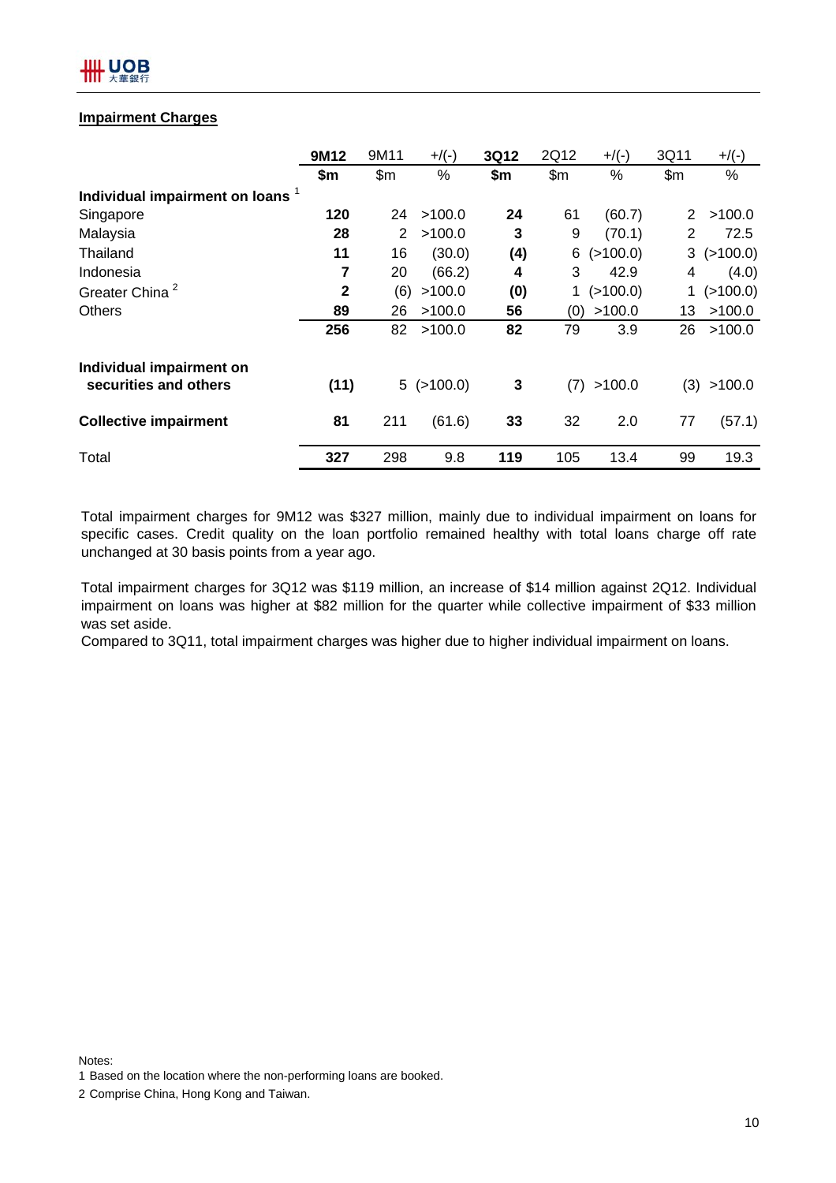## Impairment Charges

| | 9M12 | 9M11 | +/(-) | 3Q12 | 2Q12 | +/(-) | 3Q11 | +/(-) |
|---|---|---|---|---|---|---|---|---|
| | $m | $m | % | $m | $m | % | $m | % |
| **Individual impairment on loans** [1] | | | | | | | | |
| Singapore | **120** | 24 | >100.0 | **24** | 61 | (60.7) | 2 | >100.0 |
| Malaysia | **28** | 2 | >100.0 | **3** | 9 | (70.1) | 2 | 72.5 |
| Thailand | **11** | 16 | (30.0) | **(4)** | 6 | (>100.0) | 3 | (>100.0) |
| Indonesia | **7** | 20 | (66.2) | **4** | 3 | 42.9 | 4 | (4.0) |
| Greater China [2] | **2** | (6) | >100.0 | **(0)** | 1 | (>100.0) | 1 | (>100.0) |
| Others | **89** | 26 | >100.0 | **56** | (0) | >100.0 | 13 | >100.0 |
| | **256** | 82 | >100.0 | **82** | 79 | 3.9 | 26 | >100.0 |
| **Individual impairment on securities and others** | **(11)** | 5 | (>100.0) | **3** | (7) | >100.0 | (3) | >100.0 |
| **Collective impairment** | **81** | 211 | (61.6) | **33** | 32 | 2.0 | 77 | (57.1) |
| Total | **327** | 298 | 9.8 | **119** | 105 | 13.4 | 99 | 19.3 |

Total impairment charges for 9M12 was $327 million, mainly due to individual impairment on loans for specific cases. Credit quality on the loan portfolio remained healthy with total loans charge off rate unchanged at 30 basis points from a year ago.

Total impairment charges for 3Q12 was $119 million, an increase of $14 million against 2Q12. Individual impairment on loans was higher at $82 million for the quarter while collective impairment of $33 million was set aside.
Compared to 3Q11, total impairment charges was higher due to higher individual impairment on loans.

Notes:
1 Based on the location where the non-performing loans are booked.
2 Comprise China, Hong Kong and Taiwan.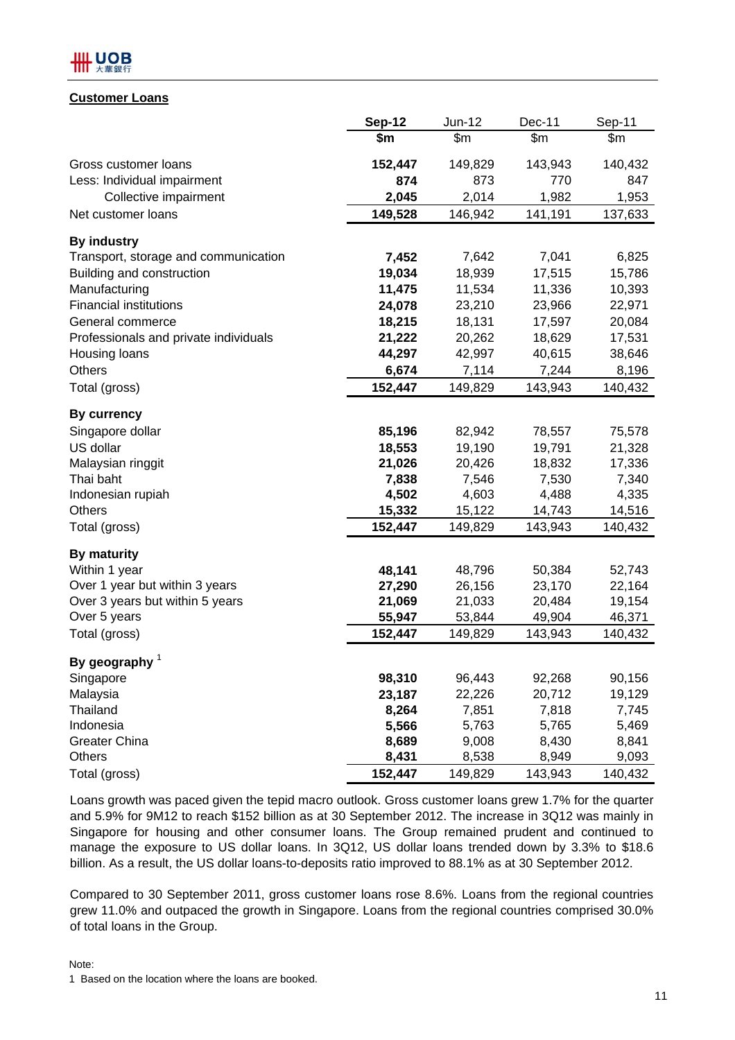## Customer Loans

| | Sep-12 | Jun-12 | Dec-11 | Sep-11 |
|---|---|---|---|---|
| | $m | $m | $m | $m |
| Gross customer loans | **152,447** | 149,829 | 143,943 | 140,432 |
| Less: Individual impairment | **874** | 873 | 770 | 847 |
| Collective impairment | **2,045** | 2,014 | 1,982 | 1,953 |
| Net customer loans | **149,528** | 146,942 | 141,191 | 137,633 |
| **By industry** | | | | |
| Transport, storage and communication | **7,452** | 7,642 | 7,041 | 6,825 |
| Building and construction | **19,034** | 18,939 | 17,515 | 15,786 |
| Manufacturing | **11,475** | 11,534 | 11,336 | 10,393 |
| Financial institutions | **24,078** | 23,210 | 23,966 | 22,971 |
| General commerce | **18,215** | 18,131 | 17,597 | 20,084 |
| Professionals and private individuals | **21,222** | 20,262 | 18,629 | 17,531 |
| Housing loans | **44,297** | 42,997 | 40,615 | 38,646 |
| Others | **6,674** | 7,114 | 7,244 | 8,196 |
| Total (gross) | **152,447** | 149,829 | 143,943 | 140,432 |
| **By currency** | | | | |
| Singapore dollar | **85,196** | 82,942 | 78,557 | 75,578 |
| US dollar | **18,553** | 19,190 | 19,791 | 21,328 |
| Malaysian ringgit | **21,026** | 20,426 | 18,832 | 17,336 |
| Thai baht | **7,838** | 7,546 | 7,530 | 7,340 |
| Indonesian rupiah | **4,502** | 4,603 | 4,488 | 4,335 |
| Others | **15,332** | 15,122 | 14,743 | 14,516 |
| Total (gross) | **152,447** | 149,829 | 143,943 | 140,432 |
| **By maturity** | | | | |
| Within 1 year | **48,141** | 48,796 | 50,384 | 52,743 |
| Over 1 year but within 3 years | **27,290** | 26,156 | 23,170 | 22,164 |
| Over 3 years but within 5 years | **21,069** | 21,033 | 20,484 | 19,154 |
| Over 5 years | **55,947** | 53,844 | 49,904 | 46,371 |
| Total (gross) | **152,447** | 149,829 | 143,943 | 140,432 |
| **By geography** [1] | | | | |
| Singapore | **98,310** | 96,443 | 92,268 | 90,156 |
| Malaysia | **23,187** | 22,226 | 20,712 | 19,129 |
| Thailand | **8,264** | 7,851 | 7,818 | 7,745 |
| Indonesia | **5,566** | 5,763 | 5,765 | 5,469 |
| Greater China | **8,689** | 9,008 | 8,430 | 8,841 |
| Others | **8,431** | 8,538 | 8,949 | 9,093 |
| Total (gross) | **152,447** | 149,829 | 143,943 | 140,432 |

Loans growth was paced given the tepid macro outlook. Gross customer loans grew 1.7% for the quarter and 5.9% for 9M12 to reach $152 billion as at 30 September 2012. The increase in 3Q12 was mainly in Singapore for housing and other consumer loans. The Group remained prudent and continued to manage the exposure to US dollar loans. In 3Q12, US dollar loans trended down by 3.3% to $18.6 billion. As a result, the US dollar loans-to-deposits ratio improved to 88.1% as at 30 September 2012.

Compared to 30 September 2011, gross customer loans rose 8.6%. Loans from the regional countries grew 11.0% and outpaced the growth in Singapore. Loans from the regional countries comprised 30.0% of total loans in the Group.

Note:
1 Based on the location where the loans are booked.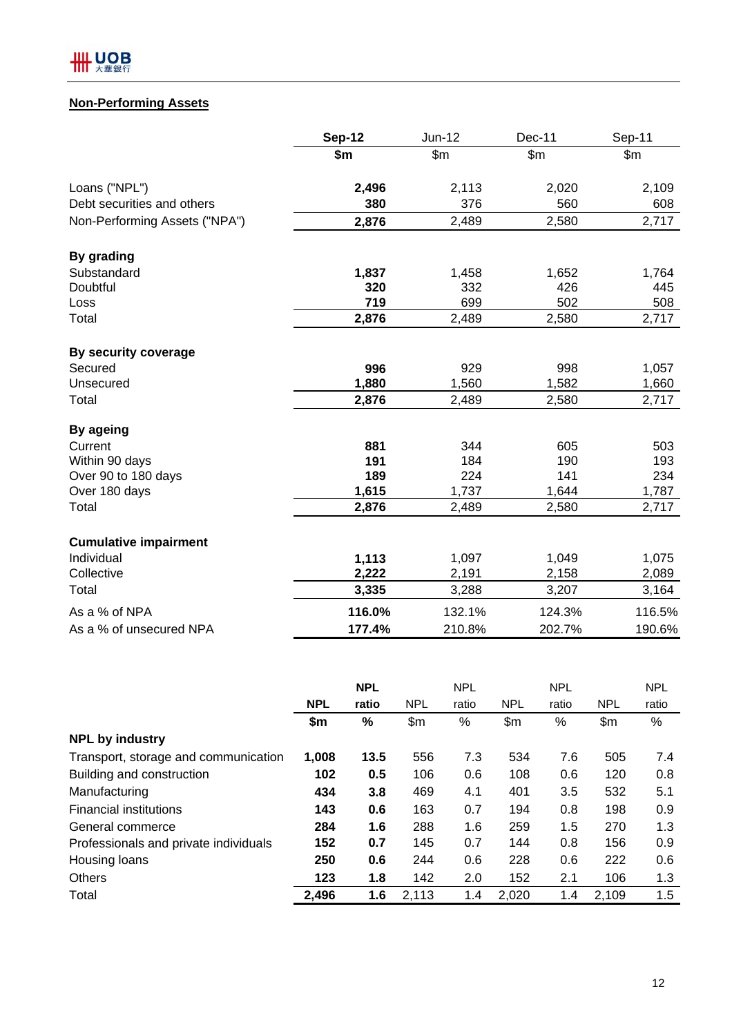## Non-Performing Assets

| | Sep-12 | Jun-12 | Dec-11 | Sep-11 |
|---|---|---|---|---|
| | $m | $m | $m | $m |
| Loans ("NPL") | **2,496** | 2,113 | 2,020 | 2,109 |
| Debt securities and others | **380** | 376 | 560 | 608 |
| Non-Performing Assets ("NPA") | **2,876** | 2,489 | 2,580 | 2,717 |
| **By grading** | | | | |
| Substandard | **1,837** | 1,458 | 1,652 | 1,764 |
| Doubtful | **320** | 332 | 426 | 445 |
| Loss | **719** | 699 | 502 | 508 |
| Total | **2,876** | 2,489 | 2,580 | 2,717 |
| **By security coverage** | | | | |
| Secured | **996** | 929 | 998 | 1,057 |
| Unsecured | **1,880** | 1,560 | 1,582 | 1,660 |
| Total | **2,876** | 2,489 | 2,580 | 2,717 |
| **By ageing** | | | | |
| Current | **881** | 344 | 605 | 503 |
| Within 90 days | **191** | 184 | 190 | 193 |
| Over 90 to 180 days | **189** | 224 | 141 | 234 |
| Over 180 days | **1,615** | 1,737 | 1,644 | 1,787 |
| Total | **2,876** | 2,489 | 2,580 | 2,717 |
| **Cumulative impairment** | | | | |
| Individual | **1,113** | 1,097 | 1,049 | 1,075 |
| Collective | **2,222** | 2,191 | 2,158 | 2,089 |
| Total | **3,335** | 3,288 | 3,207 | 3,164 |
| As a % of NPA | **116.0%** | 132.1% | 124.3% | 116.5% |
| As a % of unsecured NPA | **177.4%** | 210.8% | 202.7% | 190.6% |

| | NPL | NPL ratio | NPL | NPL ratio | NPL | NPL ratio | NPL | NPL ratio |
|---|---|---|---|---|---|---|---|---|
| | $m | % | $m | % | $m | % | $m | % |
| **NPL by industry** | | | | | | | | |
| Transport, storage and communication | **1,008** | **13.5** | 556 | 7.3 | 534 | 7.6 | 505 | 7.4 |
| Building and construction | **102** | **0.5** | 106 | 0.6 | 108 | 0.6 | 120 | 0.8 |
| Manufacturing | **434** | **3.8** | 469 | 4.1 | 401 | 3.5 | 532 | 5.1 |
| Financial institutions | **143** | **0.6** | 163 | 0.7 | 194 | 0.8 | 198 | 0.9 |
| General commerce | **284** | **1.6** | 288 | 1.6 | 259 | 1.5 | 270 | 1.3 |
| Professionals and private individuals | **152** | **0.7** | 145 | 0.7 | 144 | 0.8 | 156 | 0.9 |
| Housing loans | **250** | **0.6** | 244 | 0.6 | 228 | 0.6 | 222 | 0.6 |
| Others | **123** | **1.8** | 142 | 2.0 | 152 | 2.1 | 106 | 1.3 |
| Total | **2,496** | **1.6** | 2,113 | 1.4 | 2,020 | 1.4 | 2,109 | 1.5 |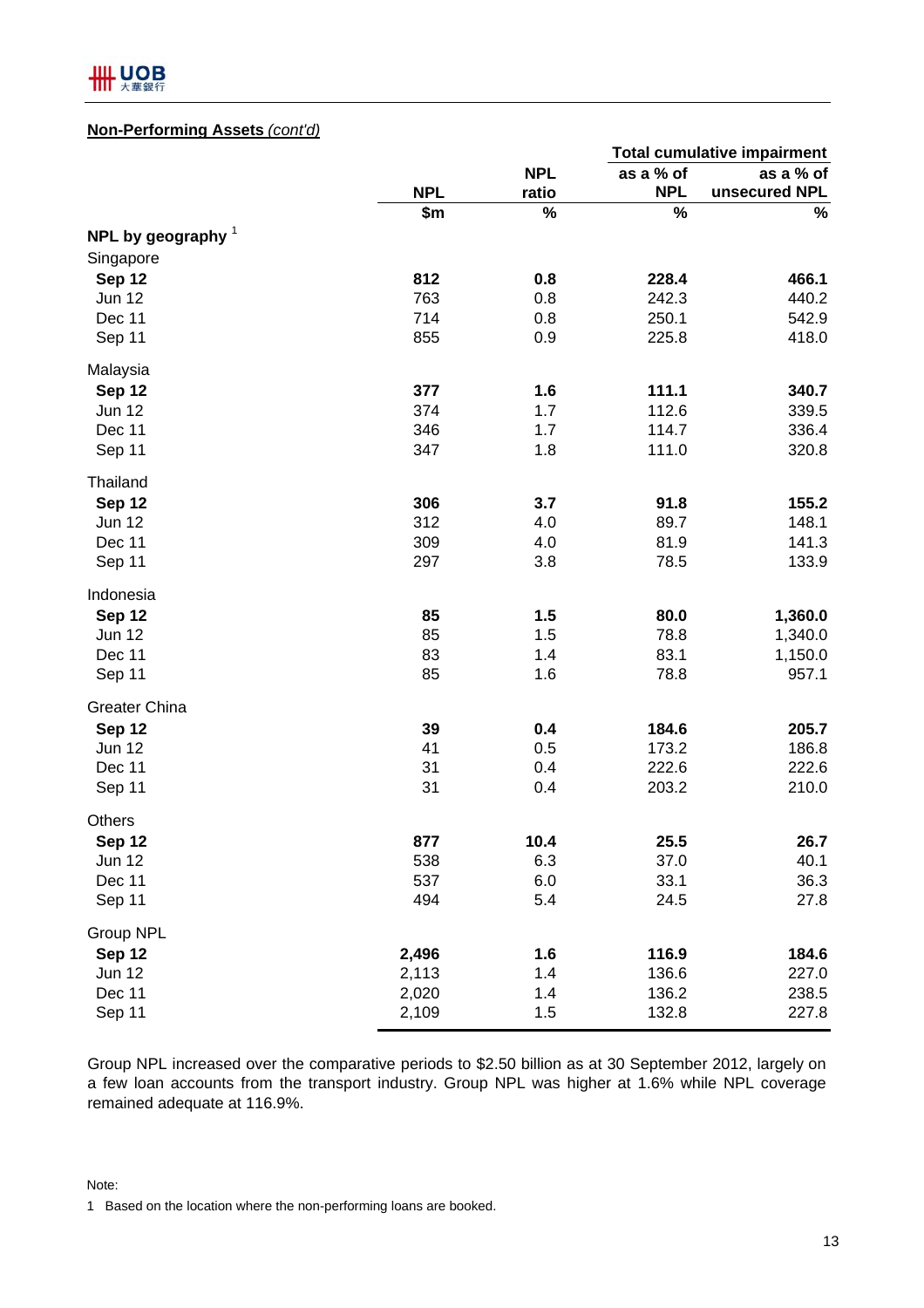**Non-Performing Assets** *(cont'd)*

| | NPL | NPL ratio | Total cumulative impairment as a % of NPL | Total cumulative impairment as a % of unsecured NPL |
|---|---|---|---|---|
| | $m | % | % | % |
| **NPL by geography** [1] | | | | |
| Singapore | | | | |
| **Sep 12** | **812** | **0.8** | **228.4** | **466.1** |
| Jun 12 | 763 | 0.8 | 242.3 | 440.2 |
| Dec 11 | 714 | 0.8 | 250.1 | 542.9 |
| Sep 11 | 855 | 0.9 | 225.8 | 418.0 |
| Malaysia | | | | |
| **Sep 12** | **377** | **1.6** | **111.1** | **340.7** |
| Jun 12 | 374 | 1.7 | 112.6 | 339.5 |
| Dec 11 | 346 | 1.7 | 114.7 | 336.4 |
| Sep 11 | 347 | 1.8 | 111.0 | 320.8 |
| Thailand | | | | |
| **Sep 12** | **306** | **3.7** | **91.8** | **155.2** |
| Jun 12 | 312 | 4.0 | 89.7 | 148.1 |
| Dec 11 | 309 | 4.0 | 81.9 | 141.3 |
| Sep 11 | 297 | 3.8 | 78.5 | 133.9 |
| Indonesia | | | | |
| **Sep 12** | **85** | **1.5** | **80.0** | **1,360.0** |
| Jun 12 | 85 | 1.5 | 78.8 | 1,340.0 |
| Dec 11 | 83 | 1.4 | 83.1 | 1,150.0 |
| Sep 11 | 85 | 1.6 | 78.8 | 957.1 |
| Greater China | | | | |
| **Sep 12** | **39** | **0.4** | **184.6** | **205.7** |
| Jun 12 | 41 | 0.5 | 173.2 | 186.8 |
| Dec 11 | 31 | 0.4 | 222.6 | 222.6 |
| Sep 11 | 31 | 0.4 | 203.2 | 210.0 |
| Others | | | | |
| **Sep 12** | **877** | **10.4** | **25.5** | **26.7** |
| Jun 12 | 538 | 6.3 | 37.0 | 40.1 |
| Dec 11 | 537 | 6.0 | 33.1 | 36.3 |
| Sep 11 | 494 | 5.4 | 24.5 | 27.8 |
| Group NPL | | | | |
| **Sep 12** | **2,496** | **1.6** | **116.9** | **184.6** |
| Jun 12 | 2,113 | 1.4 | 136.6 | 227.0 |
| Dec 11 | 2,020 | 1.4 | 136.2 | 238.5 |
| Sep 11 | 2,109 | 1.5 | 132.8 | 227.8 |

Group NPL increased over the comparative periods to $2.50 billion as at 30 September 2012, largely on a few loan accounts from the transport industry. Group NPL was higher at 1.6% while NPL coverage remained adequate at 116.9%.

Note:

1 Based on the location where the non-performing loans are booked.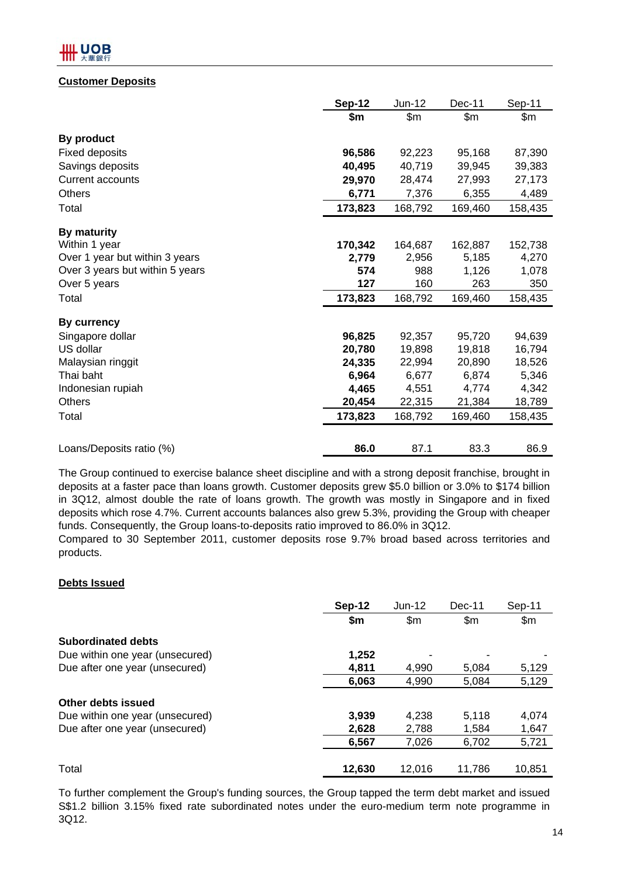## Customer Deposits

| | Sep-12 | Jun-12 | Dec-11 | Sep-11 |
|---|---|---|---|---|
| | $m | $m | $m | $m |
| **By product** | | | | |
| Fixed deposits | **96,586** | 92,223 | 95,168 | 87,390 |
| Savings deposits | **40,495** | 40,719 | 39,945 | 39,383 |
| Current accounts | **29,970** | 28,474 | 27,993 | 27,173 |
| Others | **6,771** | 7,376 | 6,355 | 4,489 |
| Total | **173,823** | 168,792 | 169,460 | 158,435 |
| **By maturity** | | | | |
| Within 1 year | **170,342** | 164,687 | 162,887 | 152,738 |
| Over 1 year but within 3 years | **2,779** | 2,956 | 5,185 | 4,270 |
| Over 3 years but within 5 years | **574** | 988 | 1,126 | 1,078 |
| Over 5 years | **127** | 160 | 263 | 350 |
| Total | **173,823** | 168,792 | 169,460 | 158,435 |
| **By currency** | | | | |
| Singapore dollar | **96,825** | 92,357 | 95,720 | 94,639 |
| US dollar | **20,780** | 19,898 | 19,818 | 16,794 |
| Malaysian ringgit | **24,335** | 22,994 | 20,890 | 18,526 |
| Thai baht | **6,964** | 6,677 | 6,874 | 5,346 |
| Indonesian rupiah | **4,465** | 4,551 | 4,774 | 4,342 |
| Others | **20,454** | 22,315 | 21,384 | 18,789 |
| Total | **173,823** | 168,792 | 169,460 | 158,435 |
| Loans/Deposits ratio (%) | **86.0** | 87.1 | 83.3 | 86.9 |

The Group continued to exercise balance sheet discipline and with a strong deposit franchise, brought in deposits at a faster pace than loans growth. Customer deposits grew $5.0 billion or 3.0% to $174 billion in 3Q12, almost double the rate of loans growth. The growth was mostly in Singapore and in fixed deposits which rose 4.7%. Current accounts balances also grew 5.3%, providing the Group with cheaper funds. Consequently, the Group loans-to-deposits ratio improved to 86.0% in 3Q12.

Compared to 30 September 2011, customer deposits rose 9.7% broad based across territories and products.

## Debts Issued

| | Sep-12 | Jun-12 | Dec-11 | Sep-11 |
|---|---|---|---|---|
| | $m | $m | $m | $m |
| **Subordinated debts** | | | | |
| Due within one year (unsecured) | **1,252** | - | - | - |
| Due after one year (unsecured) | **4,811** | 4,990 | 5,084 | 5,129 |
| | **6,063** | 4,990 | 5,084 | 5,129 |
| **Other debts issued** | | | | |
| Due within one year (unsecured) | **3,939** | 4,238 | 5,118 | 4,074 |
| Due after one year (unsecured) | **2,628** | 2,788 | 1,584 | 1,647 |
| | **6,567** | 7,026 | 6,702 | 5,721 |
| Total | **12,630** | 12,016 | 11,786 | 10,851 |

To further complement the Group's funding sources, the Group tapped the term debt market and issued S$1.2 billion 3.15% fixed rate subordinated notes under the euro-medium term note programme in 3Q12.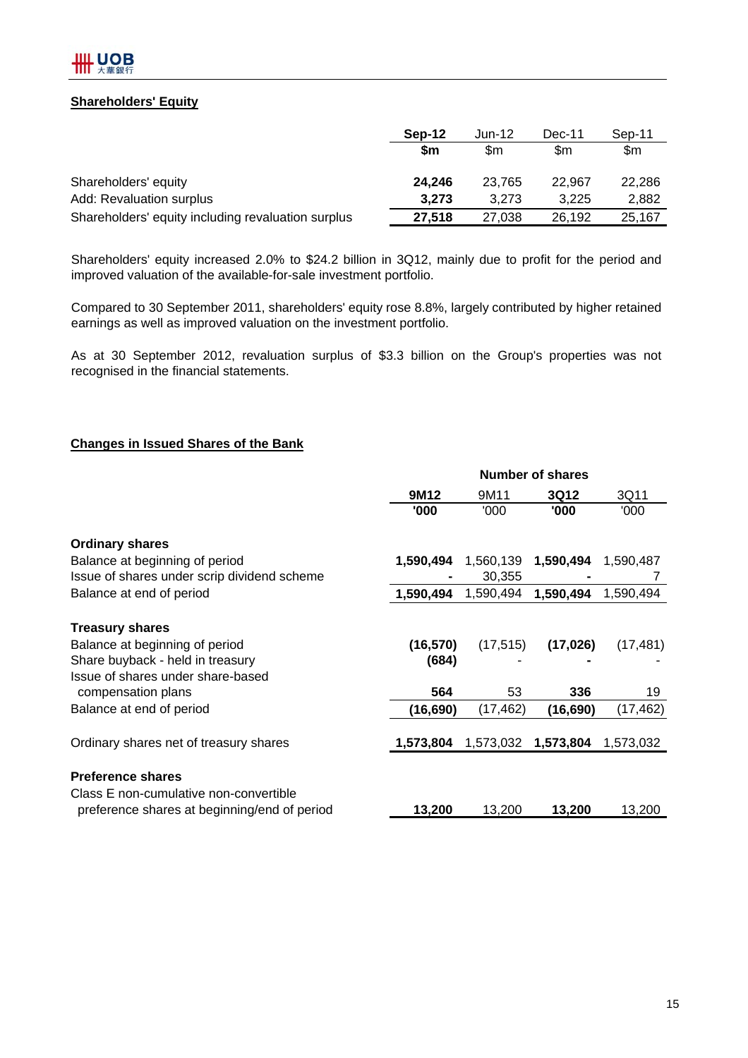## Shareholders' Equity

| | Sep-12 | Jun-12 | Dec-11 | Sep-11 |
|---|---|---|---|---|
| | $m | $m | $m | $m |
| Shareholders' equity | **24,246** | 23,765 | 22,967 | 22,286 |
| Add: Revaluation surplus | **3,273** | 3,273 | 3,225 | 2,882 |
| Shareholders' equity including revaluation surplus | **27,518** | 27,038 | 26,192 | 25,167 |

Shareholders' equity increased 2.0% to $24.2 billion in 3Q12, mainly due to profit for the period and improved valuation of the available-for-sale investment portfolio.

Compared to 30 September 2011, shareholders' equity rose 8.8%, largely contributed by higher retained earnings as well as improved valuation on the investment portfolio.

As at 30 September 2012, revaluation surplus of $3.3 billion on the Group's properties was not recognised in the financial statements.

## Changes in Issued Shares of the Bank

| | Number of shares | | | |
|---|---|---|---|---|
| | 9M12 | 9M11 | 3Q12 | 3Q11 |
| | '000 | '000 | '000 | '000 |
| **Ordinary shares** | | | | |
| Balance at beginning of period | **1,590,494** | 1,560,139 | **1,590,494** | 1,590,487 |
| Issue of shares under scrip dividend scheme | **-** | 30,355 | **-** | 7 |
| Balance at end of period | **1,590,494** | 1,590,494 | **1,590,494** | 1,590,494 |
| **Treasury shares** | | | | |
| Balance at beginning of period | **(16,570)** | (17,515) | **(17,026)** | (17,481) |
| Share buyback - held in treasury | **(684)** | - | **-** | - |
| Issue of shares under share-based compensation plans | **564** | 53 | **336** | 19 |
| Balance at end of period | **(16,690)** | (17,462) | **(16,690)** | (17,462) |
| Ordinary shares net of treasury shares | **1,573,804** | 1,573,032 | **1,573,804** | 1,573,032 |
| **Preference shares** | | | | |
| Class E non-cumulative non-convertible preference shares at beginning/end of period | **13,200** | 13,200 | **13,200** | 13,200 |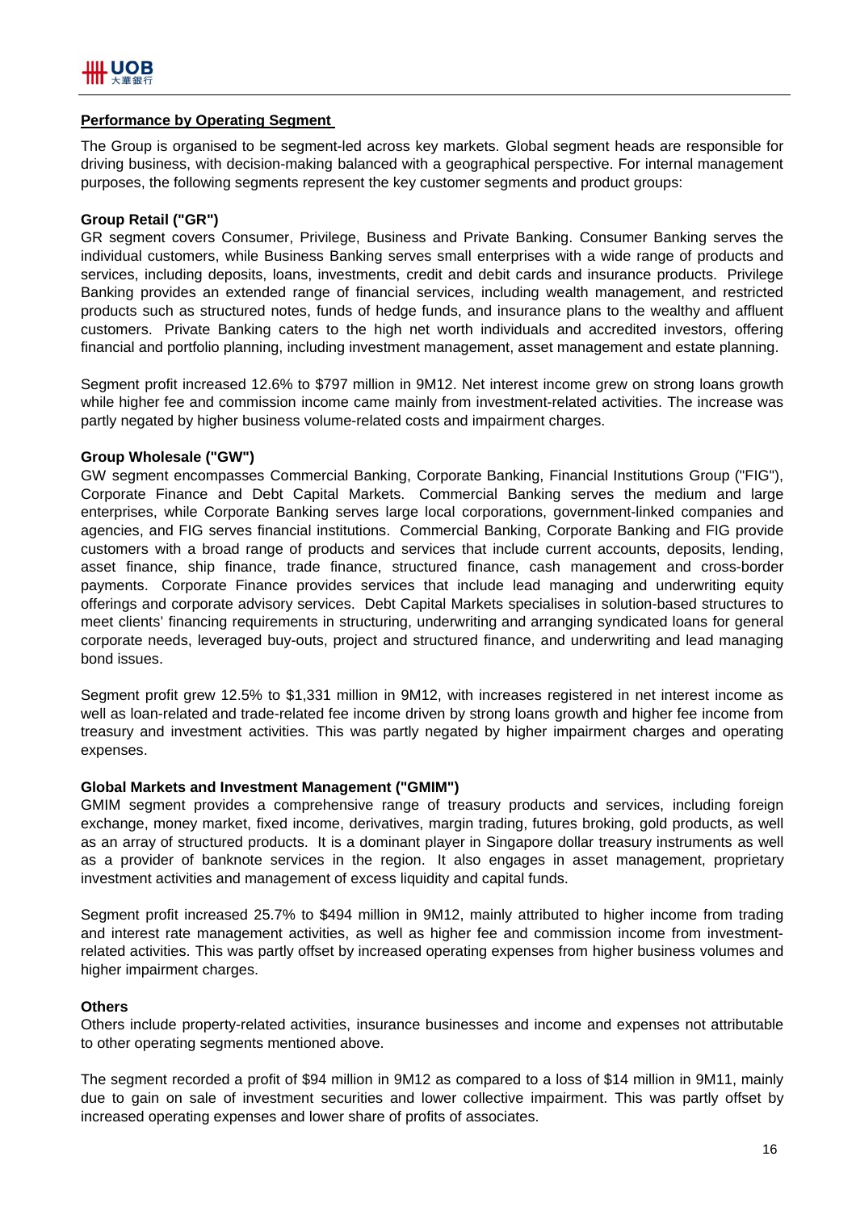## Performance by Operating Segment

The Group is organised to be segment-led across key markets. Global segment heads are responsible for driving business, with decision-making balanced with a geographical perspective. For internal management purposes, the following segments represent the key customer segments and product groups:

### Group Retail ("GR")

GR segment covers Consumer, Privilege, Business and Private Banking. Consumer Banking serves the individual customers, while Business Banking serves small enterprises with a wide range of products and services, including deposits, loans, investments, credit and debit cards and insurance products. Privilege Banking provides an extended range of financial services, including wealth management, and restricted products such as structured notes, funds of hedge funds, and insurance plans to the wealthy and affluent customers. Private Banking caters to the high net worth individuals and accredited investors, offering financial and portfolio planning, including investment management, asset management and estate planning.

Segment profit increased 12.6% to $797 million in 9M12. Net interest income grew on strong loans growth while higher fee and commission income came mainly from investment-related activities. The increase was partly negated by higher business volume-related costs and impairment charges.

### Group Wholesale ("GW")

GW segment encompasses Commercial Banking, Corporate Banking, Financial Institutions Group ("FIG"), Corporate Finance and Debt Capital Markets. Commercial Banking serves the medium and large enterprises, while Corporate Banking serves large local corporations, government-linked companies and agencies, and FIG serves financial institutions. Commercial Banking, Corporate Banking and FIG provide customers with a broad range of products and services that include current accounts, deposits, lending, asset finance, ship finance, trade finance, structured finance, cash management and cross-border payments. Corporate Finance provides services that include lead managing and underwriting equity offerings and corporate advisory services. Debt Capital Markets specialises in solution-based structures to meet clients' financing requirements in structuring, underwriting and arranging syndicated loans for general corporate needs, leveraged buy-outs, project and structured finance, and underwriting and lead managing bond issues.

Segment profit grew 12.5% to $1,331 million in 9M12, with increases registered in net interest income as well as loan-related and trade-related fee income driven by strong loans growth and higher fee income from treasury and investment activities. This was partly negated by higher impairment charges and operating expenses.

### Global Markets and Investment Management ("GMIM")

GMIM segment provides a comprehensive range of treasury products and services, including foreign exchange, money market, fixed income, derivatives, margin trading, futures broking, gold products, as well as an array of structured products. It is a dominant player in Singapore dollar treasury instruments as well as a provider of banknote services in the region. It also engages in asset management, proprietary investment activities and management of excess liquidity and capital funds.

Segment profit increased 25.7% to $494 million in 9M12, mainly attributed to higher income from trading and interest rate management activities, as well as higher fee and commission income from investment-related activities. This was partly offset by increased operating expenses from higher business volumes and higher impairment charges.

### Others

Others include property-related activities, insurance businesses and income and expenses not attributable to other operating segments mentioned above.

The segment recorded a profit of $94 million in 9M12 as compared to a loss of $14 million in 9M11, mainly due to gain on sale of investment securities and lower collective impairment. This was partly offset by increased operating expenses and lower share of profits of associates.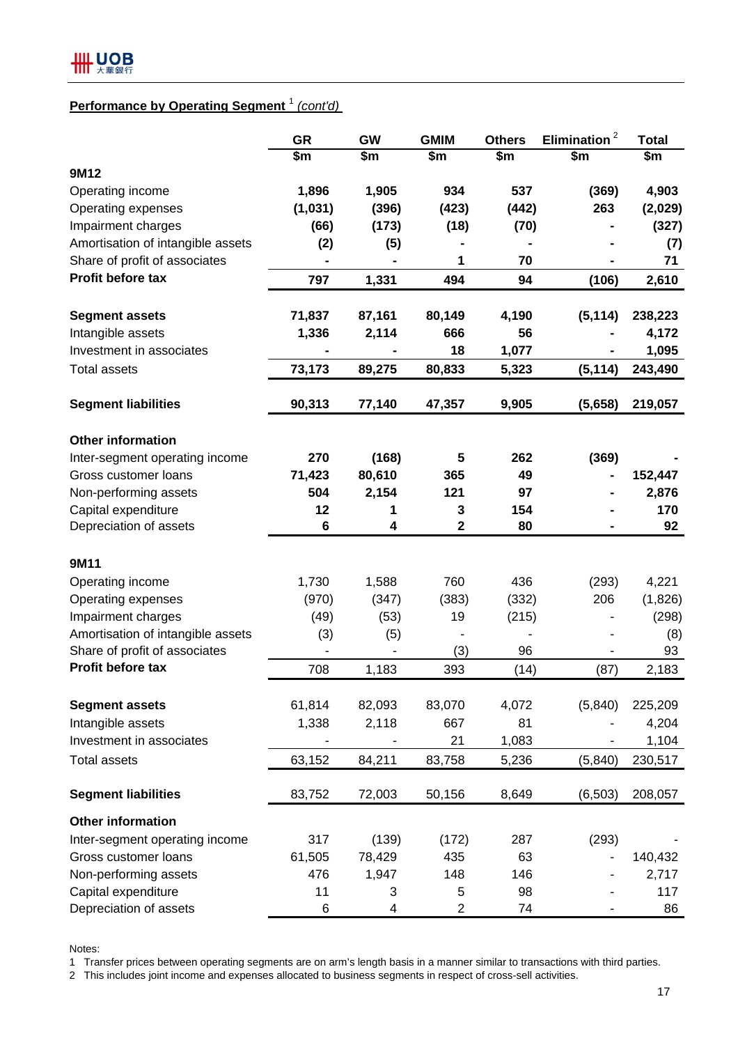**Performance by Operating Segment** [1] *(cont'd)*

| | GR | GW | GMIM | Others | Elimination [2] | Total |
|---|---|---|---|---|---|---|
| | $m | $m | $m | $m | $m | $m |
| **9M12** | | | | | | |
| Operating income | **1,896** | **1,905** | **934** | **537** | **(369)** | **4,903** |
| Operating expenses | **(1,031)** | **(396)** | **(423)** | **(442)** | **263** | **(2,029)** |
| Impairment charges | **(66)** | **(173)** | **(18)** | **(70)** | **-** | **(327)** |
| Amortisation of intangible assets | **(2)** | **(5)** | **-** | **-** | **-** | **(7)** |
| Share of profit of associates | **-** | **-** | **1** | **70** | **-** | **71** |
| **Profit before tax** | **797** | **1,331** | **494** | **94** | **(106)** | **2,610** |
| | | | | | | |
| **Segment assets** | **71,837** | **87,161** | **80,149** | **4,190** | **(5,114)** | **238,223** |
| Intangible assets | **1,336** | **2,114** | **666** | **56** | **-** | **4,172** |
| Investment in associates | **-** | **-** | **18** | **1,077** | **-** | **1,095** |
| Total assets | **73,173** | **89,275** | **80,833** | **5,323** | **(5,114)** | **243,490** |
| | | | | | | |
| **Segment liabilities** | **90,313** | **77,140** | **47,357** | **9,905** | **(5,658)** | **219,057** |
| | | | | | | |
| **Other information** | | | | | | |
| Inter-segment operating income | **270** | **(168)** | **5** | **262** | **(369)** | **-** |
| Gross customer loans | **71,423** | **80,610** | **365** | **49** | **-** | **152,447** |
| Non-performing assets | **504** | **2,154** | **121** | **97** | **-** | **2,876** |
| Capital expenditure | **12** | **1** | **3** | **154** | **-** | **170** |
| Depreciation of assets | **6** | **4** | **2** | **80** | **-** | **92** |
| | | | | | | |
| **9M11** | | | | | | |
| Operating income | 1,730 | 1,588 | 760 | 436 | (293) | 4,221 |
| Operating expenses | (970) | (347) | (383) | (332) | 206 | (1,826) |
| Impairment charges | (49) | (53) | 19 | (215) | - | (298) |
| Amortisation of intangible assets | (3) | (5) | - | - | - | (8) |
| Share of profit of associates | - | - | (3) | 96 | - | 93 |
| **Profit before tax** | 708 | 1,183 | 393 | (14) | (87) | 2,183 |
| | | | | | | |
| **Segment assets** | 61,814 | 82,093 | 83,070 | 4,072 | (5,840) | 225,209 |
| Intangible assets | 1,338 | 2,118 | 667 | 81 | - | 4,204 |
| Investment in associates | - | - | 21 | 1,083 | - | 1,104 |
| Total assets | 63,152 | 84,211 | 83,758 | 5,236 | (5,840) | 230,517 |
| | | | | | | |
| **Segment liabilities** | 83,752 | 72,003 | 50,156 | 8,649 | (6,503) | 208,057 |
| | | | | | | |
| **Other information** | | | | | | |
| Inter-segment operating income | 317 | (139) | (172) | 287 | (293) | - |
| Gross customer loans | 61,505 | 78,429 | 435 | 63 | - | 140,432 |
| Non-performing assets | 476 | 1,947 | 148 | 146 | - | 2,717 |
| Capital expenditure | 11 | 3 | 5 | 98 | - | 117 |
| Depreciation of assets | 6 | 4 | 2 | 74 | - | 86 |

Notes:

1 Transfer prices between operating segments are on arm's length basis in a manner similar to transactions with third parties.

2 This includes joint income and expenses allocated to business segments in respect of cross-sell activities.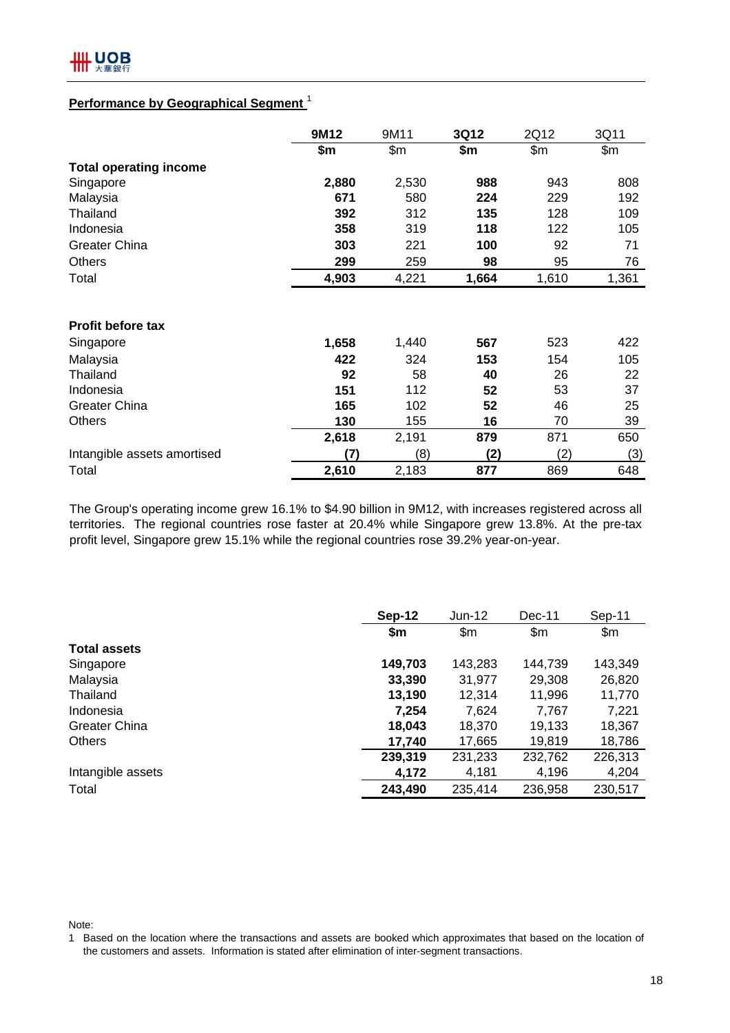## Performance by Geographical Segment [1]

| | 9M12 | 9M11 | 3Q12 | 2Q12 | 3Q11 |
|---|---|---|---|---|---|
| | **$m** | $m | **$m** | $m | $m |
| **Total operating income** | | | | | |
| Singapore | **2,880** | 2,530 | **988** | 943 | 808 |
| Malaysia | **671** | 580 | **224** | 229 | 192 |
| Thailand | **392** | 312 | **135** | 128 | 109 |
| Indonesia | **358** | 319 | **118** | 122 | 105 |
| Greater China | **303** | 221 | **100** | 92 | 71 |
| Others | **299** | 259 | **98** | 95 | 76 |
| Total | **4,903** | 4,221 | **1,664** | 1,610 | 1,361 |
| | | | | | |
| **Profit before tax** | | | | | |
| Singapore | **1,658** | 1,440 | **567** | 523 | 422 |
| Malaysia | **422** | 324 | **153** | 154 | 105 |
| Thailand | **92** | 58 | **40** | 26 | 22 |
| Indonesia | **151** | 112 | **52** | 53 | 37 |
| Greater China | **165** | 102 | **52** | 46 | 25 |
| Others | **130** | 155 | **16** | 70 | 39 |
| | **2,618** | 2,191 | **879** | 871 | 650 |
| Intangible assets amortised | **(7)** | (8) | **(2)** | (2) | (3) |
| Total | **2,610** | 2,183 | **877** | 869 | 648 |

The Group's operating income grew 16.1% to $4.90 billion in 9M12, with increases registered across all territories. The regional countries rose faster at 20.4% while Singapore grew 13.8%. At the pre-tax profit level, Singapore grew 15.1% while the regional countries rose 39.2% year-on-year.

| | Sep-12 | Jun-12 | Dec-11 | Sep-11 |
|---|---|---|---|---|
| | **$m** | $m | $m | $m |
| **Total assets** | | | | |
| Singapore | **149,703** | 143,283 | 144,739 | 143,349 |
| Malaysia | **33,390** | 31,977 | 29,308 | 26,820 |
| Thailand | **13,190** | 12,314 | 11,996 | 11,770 |
| Indonesia | **7,254** | 7,624 | 7,767 | 7,221 |
| Greater China | **18,043** | 18,370 | 19,133 | 18,367 |
| Others | **17,740** | 17,665 | 19,819 | 18,786 |
| | **239,319** | 231,233 | 232,762 | 226,313 |
| Intangible assets | **4,172** | 4,181 | 4,196 | 4,204 |
| Total | **243,490** | 235,414 | 236,958 | 230,517 |

Note:

1 Based on the location where the transactions and assets are booked which approximates that based on the location of the customers and assets. Information is stated after elimination of inter-segment transactions.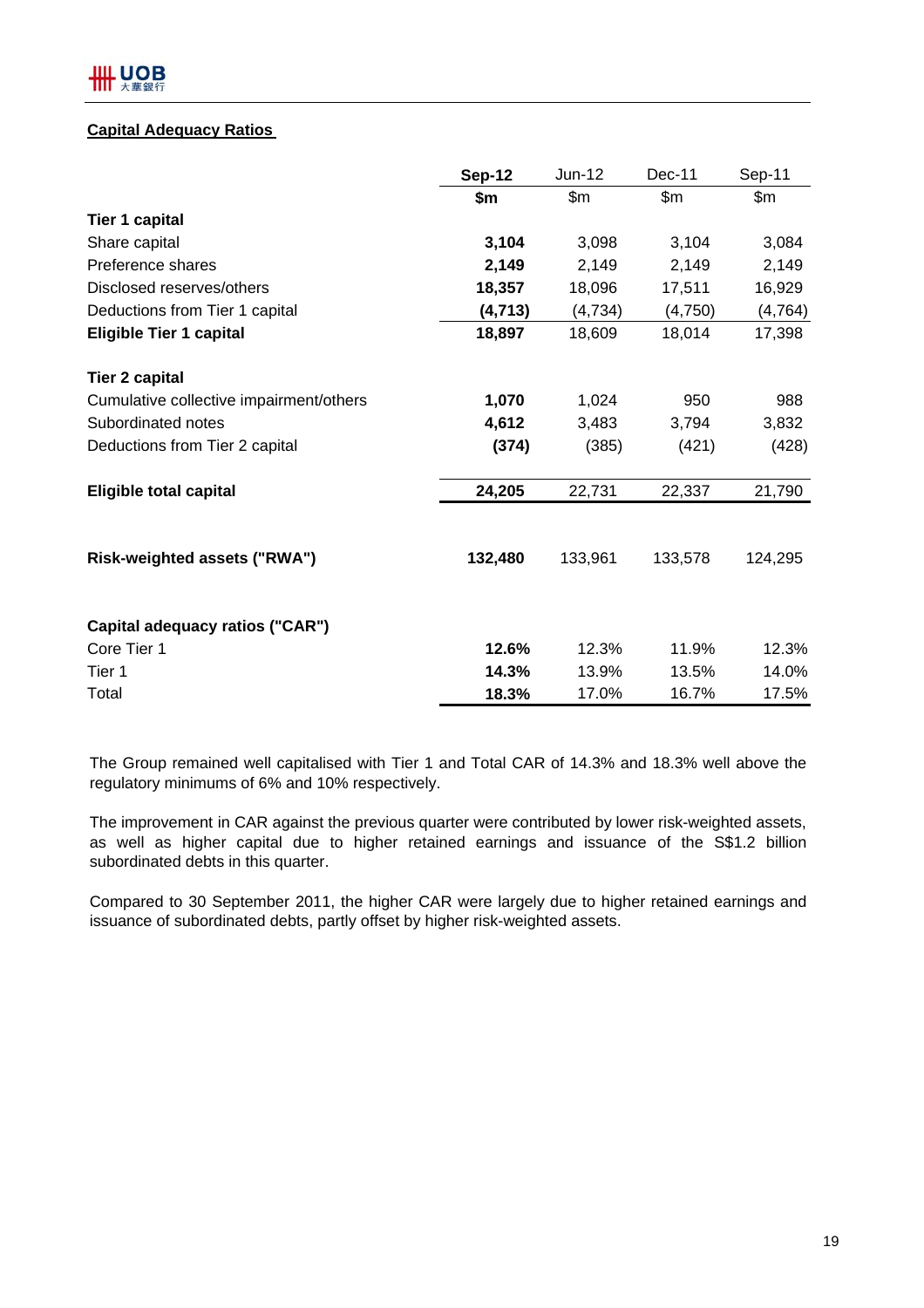## Capital Adequacy Ratios

| | **Sep-12** | Jun-12 | Dec-11 | Sep-11 |
|---|---|---|---|---|
| | **$m** | $m | $m | $m |
| **Tier 1 capital** | | | | |
| Share capital | **3,104** | 3,098 | 3,104 | 3,084 |
| Preference shares | **2,149** | 2,149 | 2,149 | 2,149 |
| Disclosed reserves/others | **18,357** | 18,096 | 17,511 | 16,929 |
| Deductions from Tier 1 capital | **(4,713)** | (4,734) | (4,750) | (4,764) |
| **Eligible Tier 1 capital** | **18,897** | 18,609 | 18,014 | 17,398 |
| **Tier 2 capital** | | | | |
| Cumulative collective impairment/others | **1,070** | 1,024 | 950 | 988 |
| Subordinated notes | **4,612** | 3,483 | 3,794 | 3,832 |
| Deductions from Tier 2 capital | **(374)** | (385) | (421) | (428) |
| **Eligible total capital** | **24,205** | 22,731 | 22,337 | 21,790 |
| **Risk-weighted assets ("RWA")** | **132,480** | 133,961 | 133,578 | 124,295 |
| **Capital adequacy ratios ("CAR")** | | | | |
| Core Tier 1 | **12.6%** | 12.3% | 11.9% | 12.3% |
| Tier 1 | **14.3%** | 13.9% | 13.5% | 14.0% |
| Total | **18.3%** | 17.0% | 16.7% | 17.5% |

The Group remained well capitalised with Tier 1 and Total CAR of 14.3% and 18.3% well above the regulatory minimums of 6% and 10% respectively.

The improvement in CAR against the previous quarter were contributed by lower risk-weighted assets, as well as higher capital due to higher retained earnings and issuance of the S$1.2 billion subordinated debts in this quarter.

Compared to 30 September 2011, the higher CAR were largely due to higher retained earnings and issuance of subordinated debts, partly offset by higher risk-weighted assets.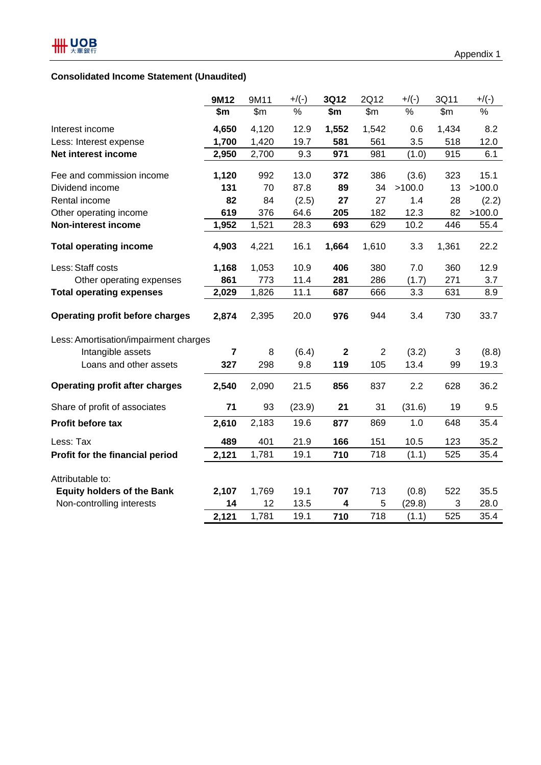Appendix 1

## Consolidated Income Statement (Unaudited)

| | 9M12 | 9M11 | +/(-) | 3Q12 | 2Q12 | +/(-) | 3Q11 | +/(-) |
|---|---|---|---|---|---|---|---|---|
| | $m | $m | % | $m | $m | % | $m | % |
| Interest income | 4,650 | 4,120 | 12.9 | 1,552 | 1,542 | 0.6 | 1,434 | 8.2 |
| Less: Interest expense | 1,700 | 1,420 | 19.7 | 581 | 561 | 3.5 | 518 | 12.0 |
| **Net interest income** | 2,950 | 2,700 | 9.3 | 971 | 981 | (1.0) | 915 | 6.1 |
| Fee and commission income | 1,120 | 992 | 13.0 | 372 | 386 | (3.6) | 323 | 15.1 |
| Dividend income | 131 | 70 | 87.8 | 89 | 34 | >100.0 | 13 | >100.0 |
| Rental income | 82 | 84 | (2.5) | 27 | 27 | 1.4 | 28 | (2.2) |
| Other operating income | 619 | 376 | 64.6 | 205 | 182 | 12.3 | 82 | >100.0 |
| **Non-interest income** | 1,952 | 1,521 | 28.3 | 693 | 629 | 10.2 | 446 | 55.4 |
| **Total operating income** | 4,903 | 4,221 | 16.1 | 1,664 | 1,610 | 3.3 | 1,361 | 22.2 |
| Less: Staff costs | 1,168 | 1,053 | 10.9 | 406 | 380 | 7.0 | 360 | 12.9 |
| Other operating expenses | 861 | 773 | 11.4 | 281 | 286 | (1.7) | 271 | 3.7 |
| **Total operating expenses** | 2,029 | 1,826 | 11.1 | 687 | 666 | 3.3 | 631 | 8.9 |
| **Operating profit before charges** | 2,874 | 2,395 | 20.0 | 976 | 944 | 3.4 | 730 | 33.7 |
| Less: Amortisation/impairment charges | | | | | | | | |
| Intangible assets | 7 | 8 | (6.4) | 2 | 2 | (3.2) | 3 | (8.8) |
| Loans and other assets | 327 | 298 | 9.8 | 119 | 105 | 13.4 | 99 | 19.3 |
| **Operating profit after charges** | 2,540 | 2,090 | 21.5 | 856 | 837 | 2.2 | 628 | 36.2 |
| Share of profit of associates | 71 | 93 | (23.9) | 21 | 31 | (31.6) | 19 | 9.5 |
| **Profit before tax** | 2,610 | 2,183 | 19.6 | 877 | 869 | 1.0 | 648 | 35.4 |
| Less: Tax | 489 | 401 | 21.9 | 166 | 151 | 10.5 | 123 | 35.2 |
| **Profit for the financial period** | 2,121 | 1,781 | 19.1 | 710 | 718 | (1.1) | 525 | 35.4 |
| Attributable to: | | | | | | | | |
| **Equity holders of the Bank** | 2,107 | 1,769 | 19.1 | 707 | 713 | (0.8) | 522 | 35.5 |
| Non-controlling interests | 14 | 12 | 13.5 | 4 | 5 | (29.8) | 3 | 28.0 |
| | 2,121 | 1,781 | 19.1 | 710 | 718 | (1.1) | 525 | 35.4 |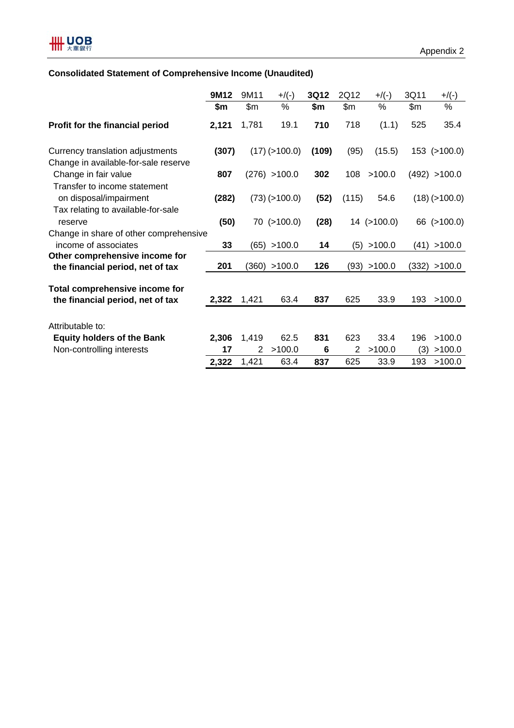Appendix 2

## Consolidated Statement of Comprehensive Income (Unaudited)

| | 9M12 | 9M11 | +/(-) | 3Q12 | 2Q12 | +/(-) | 3Q11 | +/(-) |
|---|---|---|---|---|---|---|---|---|
| | **$m** | $m | % | **$m** | $m | % | $m | % |
| **Profit for the financial period** | **2,121** | 1,781 | 19.1 | **710** | 718 | (1.1) | 525 | 35.4 |
| Currency translation adjustments | **(307)** | (17) | (>100.0) | **(109)** | (95) | (15.5) | 153 | (>100.0) |
| Change in available-for-sale reserve | | | | | | | | |
| Change in fair value | **807** | (276) | >100.0 | **302** | 108 | >100.0 | (492) | >100.0 |
| Transfer to income statement on disposal/impairment | **(282)** | (73) | (>100.0) | **(52)** | (115) | 54.6 | (18) | (>100.0) |
| Tax relating to available-for-sale reserve | **(50)** | 70 | (>100.0) | **(28)** | 14 | (>100.0) | 66 | (>100.0) |
| Change in share of other comprehensive income of associates | **33** | (65) | >100.0 | **14** | (5) | >100.0 | (41) | >100.0 |
| **Other comprehensive income for the financial period, net of tax** | **201** | (360) | >100.0 | **126** | (93) | >100.0 | (332) | >100.0 |
| **Total comprehensive income for the financial period, net of tax** | **2,322** | 1,421 | 63.4 | **837** | 625 | 33.9 | 193 | >100.0 |
| Attributable to: | | | | | | | | |
| **Equity holders of the Bank** | **2,306** | 1,419 | 62.5 | **831** | 623 | 33.4 | 196 | >100.0 |
| Non-controlling interests | **17** | 2 | >100.0 | **6** | 2 | >100.0 | (3) | >100.0 |
| | **2,322** | 1,421 | 63.4 | **837** | 625 | 33.9 | 193 | >100.0 |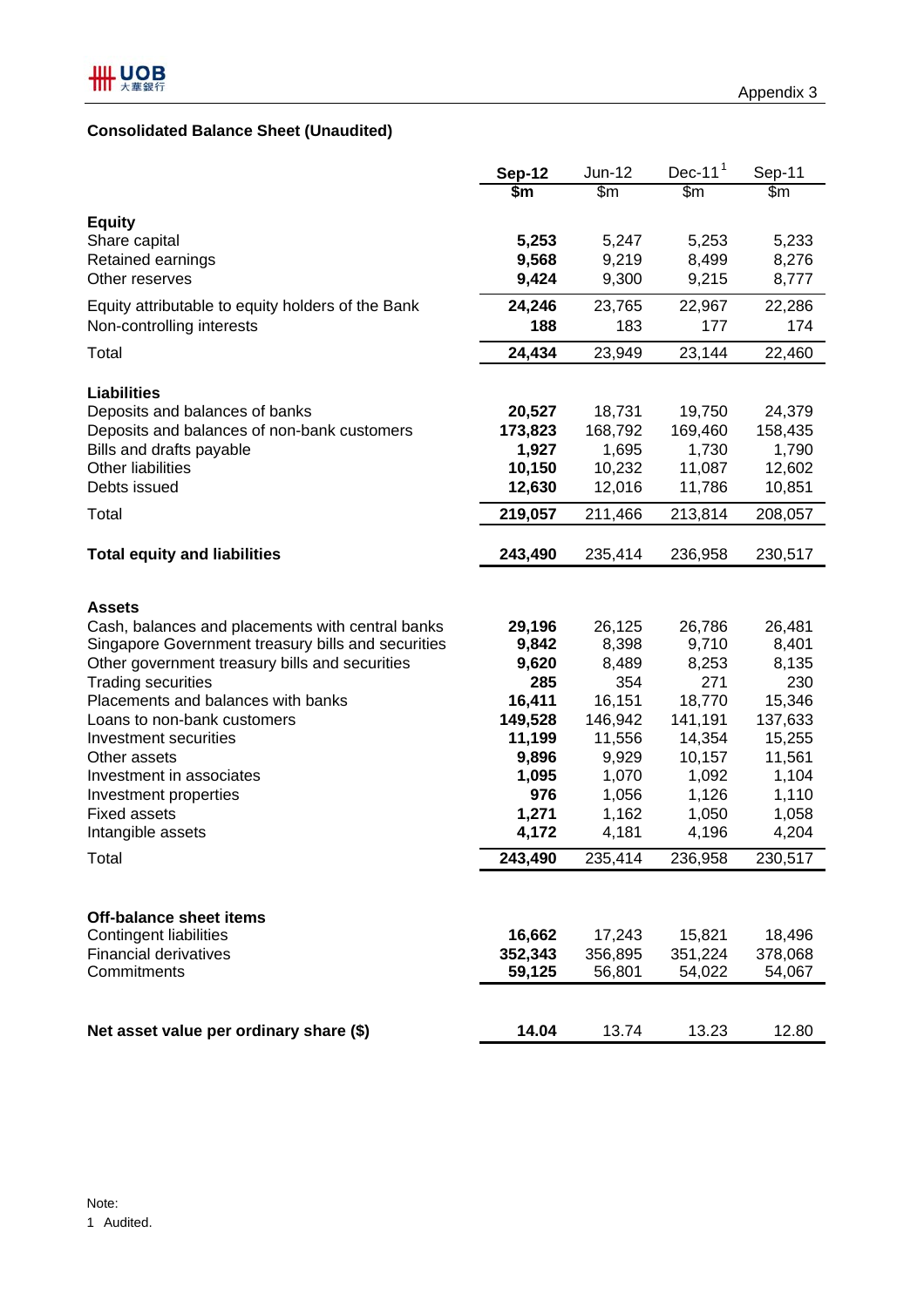Appendix 3

## Consolidated Balance Sheet (Unaudited)

| | **Sep-12** | Jun-12 | Dec-11[1] | Sep-11 |
|---|---|---|---|---|
| | **$m** | $m | $m | $m |
| **Equity** | | | | |
| Share capital | **5,253** | 5,247 | 5,253 | 5,233 |
| Retained earnings | **9,568** | 9,219 | 8,499 | 8,276 |
| Other reserves | **9,424** | 9,300 | 9,215 | 8,777 |
| Equity attributable to equity holders of the Bank | **24,246** | 23,765 | 22,967 | 22,286 |
| Non-controlling interests | **188** | 183 | 177 | 174 |
| Total | **24,434** | 23,949 | 23,144 | 22,460 |
| **Liabilities** | | | | |
| Deposits and balances of banks | **20,527** | 18,731 | 19,750 | 24,379 |
| Deposits and balances of non-bank customers | **173,823** | 168,792 | 169,460 | 158,435 |
| Bills and drafts payable | **1,927** | 1,695 | 1,730 | 1,790 |
| Other liabilities | **10,150** | 10,232 | 11,087 | 12,602 |
| Debts issued | **12,630** | 12,016 | 11,786 | 10,851 |
| Total | **219,057** | 211,466 | 213,814 | 208,057 |
| **Total equity and liabilities** | **243,490** | 235,414 | 236,958 | 230,517 |
| **Assets** | | | | |
| Cash, balances and placements with central banks | **29,196** | 26,125 | 26,786 | 26,481 |
| Singapore Government treasury bills and securities | **9,842** | 8,398 | 9,710 | 8,401 |
| Other government treasury bills and securities | **9,620** | 8,489 | 8,253 | 8,135 |
| Trading securities | **285** | 354 | 271 | 230 |
| Placements and balances with banks | **16,411** | 16,151 | 18,770 | 15,346 |
| Loans to non-bank customers | **149,528** | 146,942 | 141,191 | 137,633 |
| Investment securities | **11,199** | 11,556 | 14,354 | 15,255 |
| Other assets | **9,896** | 9,929 | 10,157 | 11,561 |
| Investment in associates | **1,095** | 1,070 | 1,092 | 1,104 |
| Investment properties | **976** | 1,056 | 1,126 | 1,110 |
| Fixed assets | **1,271** | 1,162 | 1,050 | 1,058 |
| Intangible assets | **4,172** | 4,181 | 4,196 | 4,204 |
| Total | **243,490** | 235,414 | 236,958 | 230,517 |
| **Off-balance sheet items** | | | | |
| Contingent liabilities | **16,662** | 17,243 | 15,821 | 18,496 |
| Financial derivatives | **352,343** | 356,895 | 351,224 | 378,068 |
| Commitments | **59,125** | 56,801 | 54,022 | 54,067 |
| **Net asset value per ordinary share ($)** | **14.04** | 13.74 | 13.23 | 12.80 |

Note:
1 Audited.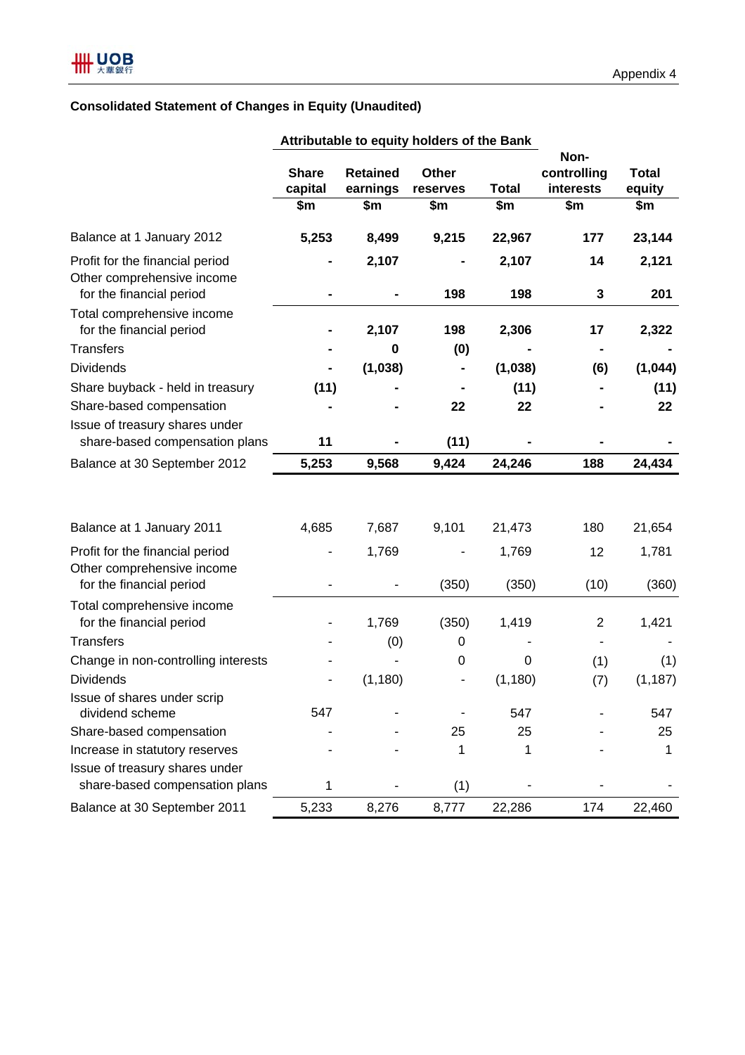Appendix 4

## Consolidated Statement of Changes in Equity (Unaudited)

| | Attributable to equity holders of the Bank | | | | | |
|---|---|---|---|---|---|---|
| | Share capital | Retained earnings | Other reserves | Total | Non-controlling interests | Total equity |
| | $m | $m | $m | $m | $m | $m |
| **Balance at 1 January 2012** | **5,253** | **8,499** | **9,215** | **22,967** | **177** | **23,144** |
| Profit for the financial period | **-** | **2,107** | **-** | **2,107** | **14** | **2,121** |
| Other comprehensive income for the financial period | **-** | **-** | **198** | **198** | **3** | **201** |
| Total comprehensive income for the financial period | **-** | **2,107** | **198** | **2,306** | **17** | **2,322** |
| Transfers | **-** | **0** | **(0)** | **-** | **-** | **-** |
| Dividends | **-** | **(1,038)** | **-** | **(1,038)** | **(6)** | **(1,044)** |
| Share buyback - held in treasury | **(11)** | **-** | **-** | **(11)** | **-** | **(11)** |
| Share-based compensation | **-** | **-** | **22** | **22** | **-** | **22** |
| Issue of treasury shares under share-based compensation plans | **11** | **-** | **(11)** | **-** | **-** | **-** |
| **Balance at 30 September 2012** | **5,253** | **9,568** | **9,424** | **24,246** | **188** | **24,434** |
| | | | | | | |
| Balance at 1 January 2011 | 4,685 | 7,687 | 9,101 | 21,473 | 180 | 21,654 |
| Profit for the financial period | - | 1,769 | - | 1,769 | 12 | 1,781 |
| Other comprehensive income for the financial period | - | - | (350) | (350) | (10) | (360) |
| Total comprehensive income for the financial period | - | 1,769 | (350) | 1,419 | 2 | 1,421 |
| Transfers | - | (0) | 0 | - | - | - |
| Change in non-controlling interests | - | - | 0 | 0 | (1) | (1) |
| Dividends | - | (1,180) | - | (1,180) | (7) | (1,187) |
| Issue of shares under scrip dividend scheme | 547 | - | - | 547 | - | 547 |
| Share-based compensation | - | - | 25 | 25 | - | 25 |
| Increase in statutory reserves | - | - | 1 | 1 | - | 1 |
| Issue of treasury shares under share-based compensation plans | 1 | - | (1) | - | - | - |
| Balance at 30 September 2011 | 5,233 | 8,276 | 8,777 | 22,286 | 174 | 22,460 |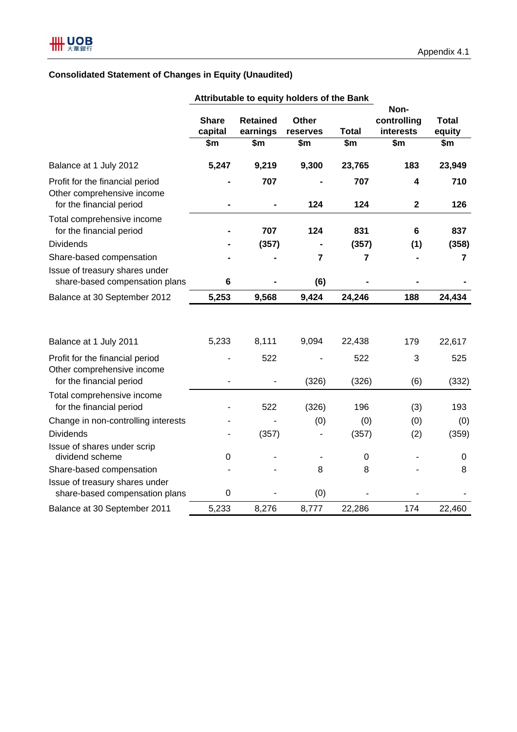Appendix 4.1

### Consolidated Statement of Changes in Equity (Unaudited)

| | Attributable to equity holders of the Bank | | | | | |
|---|---|---|---|---|---|---|
| | Share capital | Retained earnings | Other reserves | Total | Non-controlling interests | Total equity |
| | $m | $m | $m | $m | $m | $m |
| **Balance at 1 July 2012** | **5,247** | **9,219** | **9,300** | **23,765** | **183** | **23,949** |
| Profit for the financial period | **-** | **707** | **-** | **707** | **4** | **710** |
| Other comprehensive income for the financial period | **-** | **-** | **124** | **124** | **2** | **126** |
| Total comprehensive income for the financial period | **-** | **707** | **124** | **831** | **6** | **837** |
| Dividends | **-** | **(357)** | **-** | **(357)** | **(1)** | **(358)** |
| Share-based compensation | **-** | **-** | **7** | **7** | **-** | **7** |
| Issue of treasury shares under share-based compensation plans | **6** | **-** | **(6)** | **-** | **-** | **-** |
| **Balance at 30 September 2012** | **5,253** | **9,568** | **9,424** | **24,246** | **188** | **24,434** |
| | | | | | | |
| Balance at 1 July 2011 | 5,233 | 8,111 | 9,094 | 22,438 | 179 | 22,617 |
| Profit for the financial period | - | 522 | - | 522 | 3 | 525 |
| Other comprehensive income for the financial period | - | - | (326) | (326) | (6) | (332) |
| Total comprehensive income for the financial period | - | 522 | (326) | 196 | (3) | 193 |
| Change in non-controlling interests | - | - | (0) | (0) | (0) | (0) |
| Dividends | - | (357) | - | (357) | (2) | (359) |
| Issue of shares under scrip dividend scheme | 0 | - | - | 0 | - | 0 |
| Share-based compensation | - | - | 8 | 8 | - | 8 |
| Issue of treasury shares under share-based compensation plans | 0 | - | (0) | - | - | - |
| Balance at 30 September 2011 | 5,233 | 8,276 | 8,777 | 22,286 | 174 | 22,460 |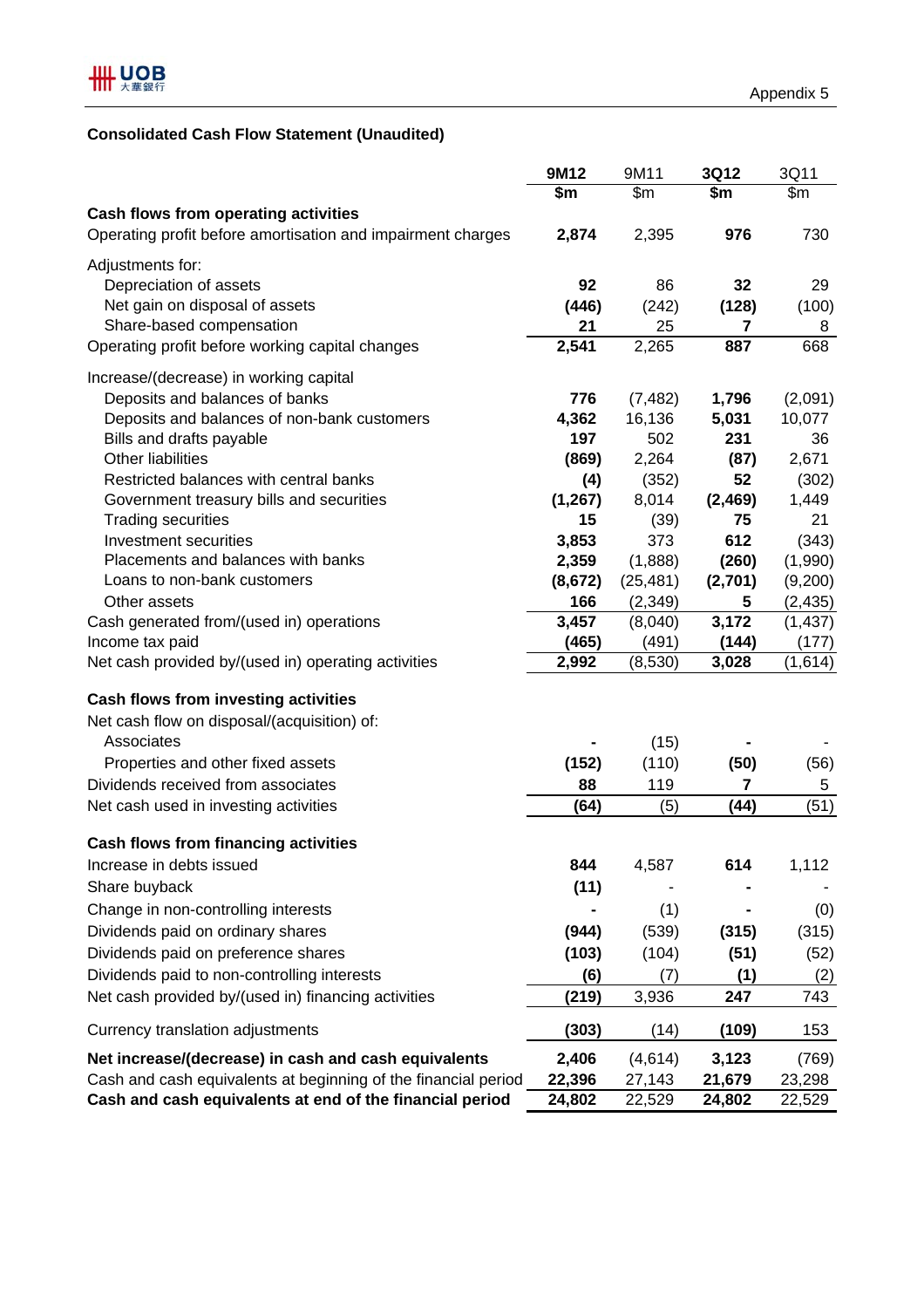Appendix 5

## Consolidated Cash Flow Statement (Unaudited)

| | **9M12** | 9M11 | **3Q12** | 3Q11 |
|---|---|---|---|---|
| | **$m** | $m | **$m** | $m |
| **Cash flows from operating activities** | | | | |
| Operating profit before amortisation and impairment charges | **2,874** | 2,395 | **976** | 730 |
| Adjustments for: | | | | |
| Depreciation of assets | **92** | 86 | **32** | 29 |
| Net gain on disposal of assets | **(446)** | (242) | **(128)** | (100) |
| Share-based compensation | **21** | 25 | **7** | 8 |
| Operating profit before working capital changes | **2,541** | 2,265 | **887** | 668 |
| Increase/(decrease) in working capital | | | | |
| Deposits and balances of banks | **776** | (7,482) | **1,796** | (2,091) |
| Deposits and balances of non-bank customers | **4,362** | 16,136 | **5,031** | 10,077 |
| Bills and drafts payable | **197** | 502 | **231** | 36 |
| Other liabilities | **(869)** | 2,264 | **(87)** | 2,671 |
| Restricted balances with central banks | **(4)** | (352) | **52** | (302) |
| Government treasury bills and securities | **(1,267)** | 8,014 | **(2,469)** | 1,449 |
| Trading securities | **15** | (39) | **75** | 21 |
| Investment securities | **3,853** | 373 | **612** | (343) |
| Placements and balances with banks | **2,359** | (1,888) | **(260)** | (1,990) |
| Loans to non-bank customers | **(8,672)** | (25,481) | **(2,701)** | (9,200) |
| Other assets | **166** | (2,349) | **5** | (2,435) |
| Cash generated from/(used in) operations | **3,457** | (8,040) | **3,172** | (1,437) |
| Income tax paid | **(465)** | (491) | **(144)** | (177) |
| Net cash provided by/(used in) operating activities | **2,992** | (8,530) | **3,028** | (1,614) |
| **Cash flows from investing activities** | | | | |
| Net cash flow on disposal/(acquisition) of: | | | | |
| Associates | **-** | (15) | **-** | - |
| Properties and other fixed assets | **(152)** | (110) | **(50)** | (56) |
| Dividends received from associates | **88** | 119 | **7** | 5 |
| Net cash used in investing activities | **(64)** | (5) | **(44)** | (51) |
| **Cash flows from financing activities** | | | | |
| Increase in debts issued | **844** | 4,587 | **614** | 1,112 |
| Share buyback | **(11)** | - | **-** | - |
| Change in non-controlling interests | **-** | (1) | **-** | (0) |
| Dividends paid on ordinary shares | **(944)** | (539) | **(315)** | (315) |
| Dividends paid on preference shares | **(103)** | (104) | **(51)** | (52) |
| Dividends paid to non-controlling interests | **(6)** | (7) | **(1)** | (2) |
| Net cash provided by/(used in) financing activities | **(219)** | 3,936 | **247** | 743 |
| Currency translation adjustments | **(303)** | (14) | **(109)** | 153 |
| **Net increase/(decrease) in cash and cash equivalents** | **2,406** | (4,614) | **3,123** | (769) |
| Cash and cash equivalents at beginning of the financial period | **22,396** | 27,143 | **21,679** | 23,298 |
| **Cash and cash equivalents at end of the financial period** | **24,802** | 22,529 | **24,802** | 22,529 |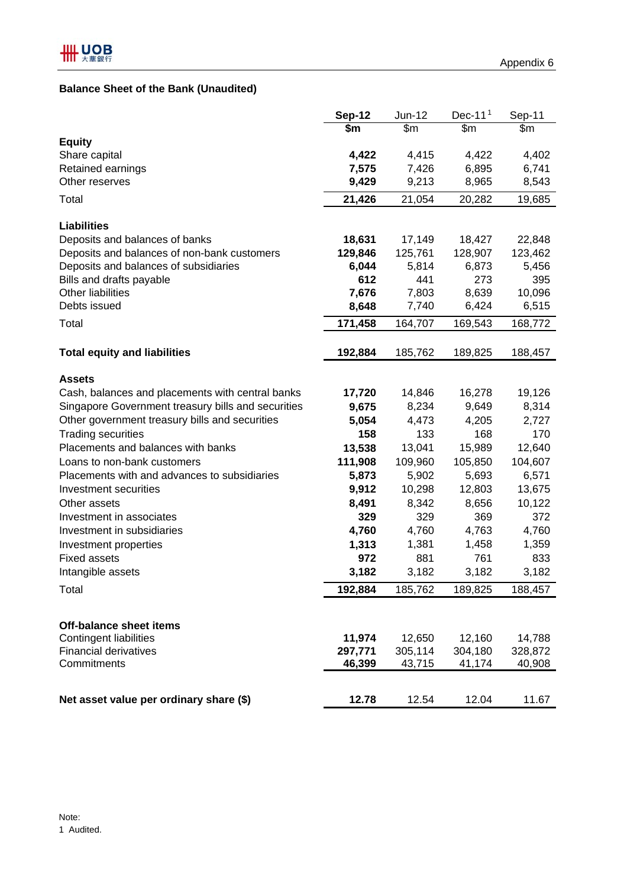Appendix 6

## Balance Sheet of the Bank (Unaudited)

| | **Sep-12** | Jun-12 | Dec-11[1] | Sep-11 |
|---|---|---|---|---|
| | **$m** | $m | $m | $m |
| **Equity** | | | | |
| Share capital | **4,422** | 4,415 | 4,422 | 4,402 |
| Retained earnings | **7,575** | 7,426 | 6,895 | 6,741 |
| Other reserves | **9,429** | 9,213 | 8,965 | 8,543 |
| Total | **21,426** | 21,054 | 20,282 | 19,685 |
| | | | | |
| **Liabilities** | | | | |
| Deposits and balances of banks | **18,631** | 17,149 | 18,427 | 22,848 |
| Deposits and balances of non-bank customers | **129,846** | 125,761 | 128,907 | 123,462 |
| Deposits and balances of subsidiaries | **6,044** | 5,814 | 6,873 | 5,456 |
| Bills and drafts payable | **612** | 441 | 273 | 395 |
| Other liabilities | **7,676** | 7,803 | 8,639 | 10,096 |
| Debts issued | **8,648** | 7,740 | 6,424 | 6,515 |
| Total | **171,458** | 164,707 | 169,543 | 168,772 |
| | | | | |
| **Total equity and liabilities** | **192,884** | 185,762 | 189,825 | 188,457 |
| | | | | |
| **Assets** | | | | |
| Cash, balances and placements with central banks | **17,720** | 14,846 | 16,278 | 19,126 |
| Singapore Government treasury bills and securities | **9,675** | 8,234 | 9,649 | 8,314 |
| Other government treasury bills and securities | **5,054** | 4,473 | 4,205 | 2,727 |
| Trading securities | **158** | 133 | 168 | 170 |
| Placements and balances with banks | **13,538** | 13,041 | 15,989 | 12,640 |
| Loans to non-bank customers | **111,908** | 109,960 | 105,850 | 104,607 |
| Placements with and advances to subsidiaries | **5,873** | 5,902 | 5,693 | 6,571 |
| Investment securities | **9,912** | 10,298 | 12,803 | 13,675 |
| Other assets | **8,491** | 8,342 | 8,656 | 10,122 |
| Investment in associates | **329** | 329 | 369 | 372 |
| Investment in subsidiaries | **4,760** | 4,760 | 4,763 | 4,760 |
| Investment properties | **1,313** | 1,381 | 1,458 | 1,359 |
| Fixed assets | **972** | 881 | 761 | 833 |
| Intangible assets | **3,182** | 3,182 | 3,182 | 3,182 |
| Total | **192,884** | 185,762 | 189,825 | 188,457 |
| | | | | |
| **Off-balance sheet items** | | | | |
| Contingent liabilities | **11,974** | 12,650 | 12,160 | 14,788 |
| Financial derivatives | **297,771** | 305,114 | 304,180 | 328,872 |
| Commitments | **46,399** | 43,715 | 41,174 | 40,908 |
| | | | | |
| **Net asset value per ordinary share ($)** | **12.78** | 12.54 | 12.04 | 11.67 |

Note:
1 Audited.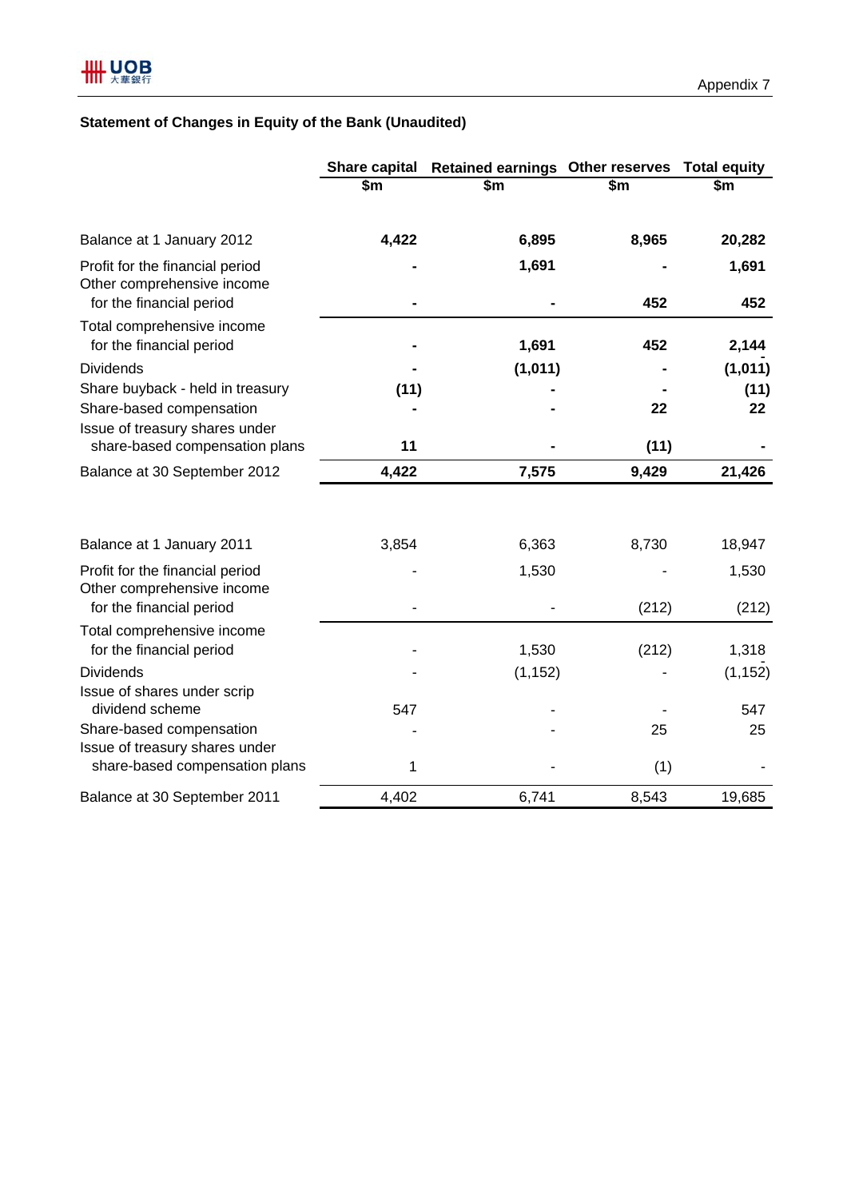Appendix 7

## Statement of Changes in Equity of the Bank (Unaudited)

| | Share capital $m | Retained earnings $m | Other reserves $m | Total equity $m |
|---|---|---|---|---|
| **Balance at 1 January 2012** | **4,422** | **6,895** | **8,965** | **20,282** |
| Profit for the financial period | **-** | **1,691** | **-** | **1,691** |
| Other comprehensive income for the financial period | **-** | **-** | **452** | **452** |
| Total comprehensive income for the financial period | **-** | **1,691** | **452** | **2,144** |
| Dividends | **-** | **(1,011)** | **-** | **(1,011)** |
| Share buyback - held in treasury | **(11)** | **-** | **-** | **(11)** |
| Share-based compensation | **-** | **-** | **22** | **22** |
| Issue of treasury shares under share-based compensation plans | **11** | **-** | **(11)** | **-** |
| **Balance at 30 September 2012** | **4,422** | **7,575** | **9,429** | **21,426** |
| | | | | |
| Balance at 1 January 2011 | 3,854 | 6,363 | 8,730 | 18,947 |
| Profit for the financial period | - | 1,530 | - | 1,530 |
| Other comprehensive income for the financial period | - | - | (212) | (212) |
| Total comprehensive income for the financial period | - | 1,530 | (212) | 1,318 |
| Dividends | - | (1,152) | - | (1,152) |
| Issue of shares under scrip dividend scheme | 547 | - | - | 547 |
| Share-based compensation | - | - | 25 | 25 |
| Issue of treasury shares under share-based compensation plans | 1 | - | (1) | - |
| Balance at 30 September 2011 | 4,402 | 6,741 | 8,543 | 19,685 |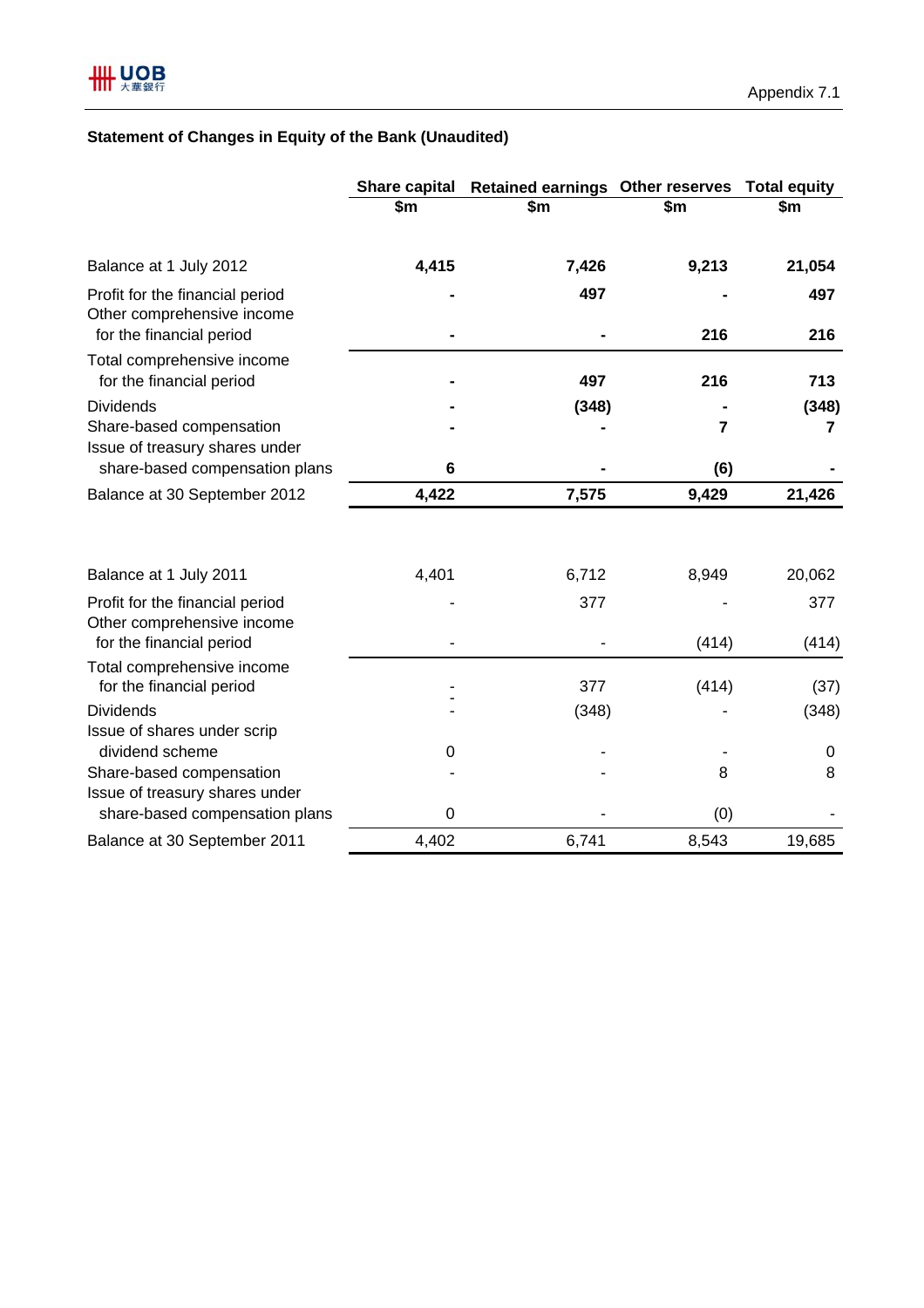Appendix 7.1

## Statement of Changes in Equity of the Bank (Unaudited)

| | Share capital | Retained earnings | Other reserves | Total equity |
|---|---|---|---|---|
| | $m | $m | $m | $m |
| **Balance at 1 July 2012** | **4,415** | **7,426** | **9,213** | **21,054** |
| Profit for the financial period | **-** | **497** | **-** | **497** |
| Other comprehensive income for the financial period | **-** | **-** | **216** | **216** |
| Total comprehensive income for the financial period | **-** | **497** | **216** | **713** |
| Dividends | **-** | **(348)** | **-** | **(348)** |
| Share-based compensation | **-** | **-** | **7** | **7** |
| Issue of treasury shares under share-based compensation plans | **6** | **-** | **(6)** | **-** |
| **Balance at 30 September 2012** | **4,422** | **7,575** | **9,429** | **21,426** |
| | | | | |
| Balance at 1 July 2011 | 4,401 | 6,712 | 8,949 | 20,062 |
| Profit for the financial period | - | 377 | - | 377 |
| Other comprehensive income for the financial period | - | - | (414) | (414) |
| Total comprehensive income for the financial period | - | 377 | (414) | (37) |
| Dividends | - | (348) | - | (348) |
| Issue of shares under scrip dividend scheme | 0 | - | - | 0 |
| Share-based compensation | - | - | 8 | 8 |
| Issue of treasury shares under share-based compensation plans | 0 | - | (0) | - |
| Balance at 30 September 2011 | 4,402 | 6,741 | 8,543 | 19,685 |